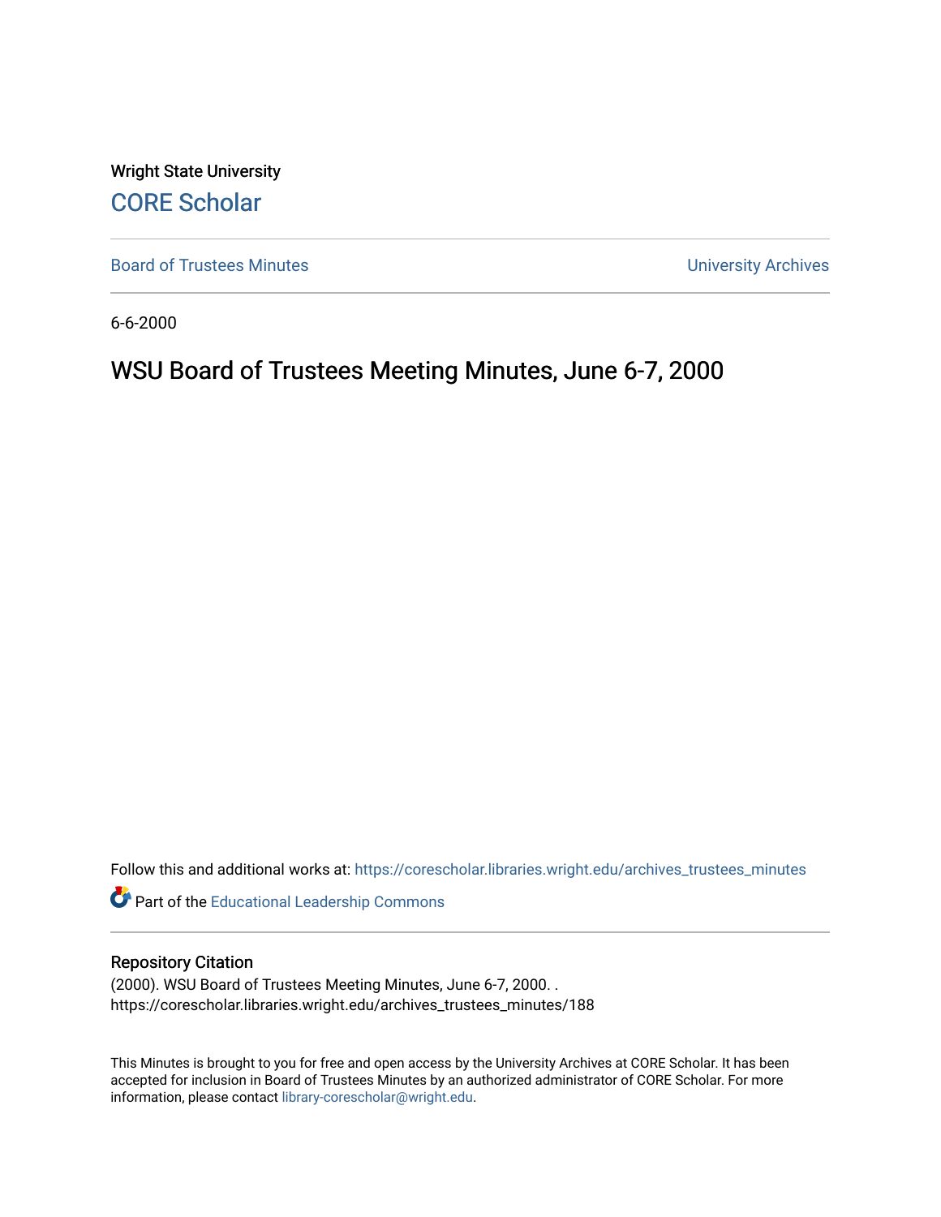Wright State University

CORE Scholar

Board of Trustees Minutes

University Archives

6-6-2000

# WSU Board of Trustees Meeting Minutes, June 6-7, 2000

Follow this and additional works at: https://corescholar.libraries.wright.edu/archives_trustees_minutes

Part of the Educational Leadership Commons

## Repository Citation

(2000). WSU Board of Trustees Meeting Minutes, June 6-7, 2000. .
https://corescholar.libraries.wright.edu/archives_trustees_minutes/188

This Minutes is brought to you for free and open access by the University Archives at CORE Scholar. It has been accepted for inclusion in Board of Trustees Minutes by an authorized administrator of CORE Scholar. For more information, please contact library-corescholar@wright.edu.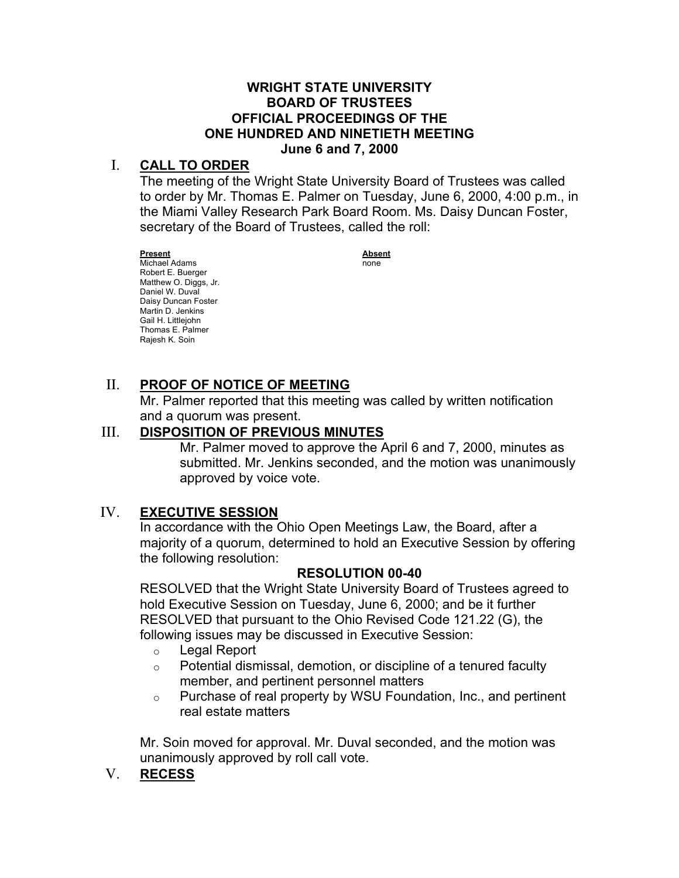**WRIGHT STATE UNIVERSITY**
**BOARD OF TRUSTEES**
**OFFICIAL PROCEEDINGS OF THE**
**ONE HUNDRED AND NINETIETH MEETING**
**June 6 and 7, 2000**

## I. CALL TO ORDER

The meeting of the Wright State University Board of Trustees was called to order by Mr. Thomas E. Palmer on Tuesday, June 6, 2000, 4:00 p.m., in the Miami Valley Research Park Board Room. Ms. Daisy Duncan Foster, secretary of the Board of Trustees, called the roll:

| Present | Absent |
|---|---|
| Michael Adams | none |
| Robert E. Buerger | |
| Matthew O. Diggs, Jr. | |
| Daniel W. Duval | |
| Daisy Duncan Foster | |
| Martin D. Jenkins | |
| Gail H. Littlejohn | |
| Thomas E. Palmer | |
| Rajesh K. Soin | |

## II. PROOF OF NOTICE OF MEETING

Mr. Palmer reported that this meeting was called by written notification and a quorum was present.

## III. DISPOSITION OF PREVIOUS MINUTES

Mr. Palmer moved to approve the April 6 and 7, 2000, minutes as submitted. Mr. Jenkins seconded, and the motion was unanimously approved by voice vote.

## IV. EXECUTIVE SESSION

In accordance with the Ohio Open Meetings Law, the Board, after a majority of a quorum, determined to hold an Executive Session by offering the following resolution:

**RESOLUTION 00-40**

RESOLVED that the Wright State University Board of Trustees agreed to hold Executive Session on Tuesday, June 6, 2000; and be it further RESOLVED that pursuant to the Ohio Revised Code 121.22 (G), the following issues may be discussed in Executive Session:

- Legal Report
- Potential dismissal, demotion, or discipline of a tenured faculty member, and pertinent personnel matters
- Purchase of real property by WSU Foundation, Inc., and pertinent real estate matters

Mr. Soin moved for approval. Mr. Duval seconded, and the motion was unanimously approved by roll call vote.

## V. RECESS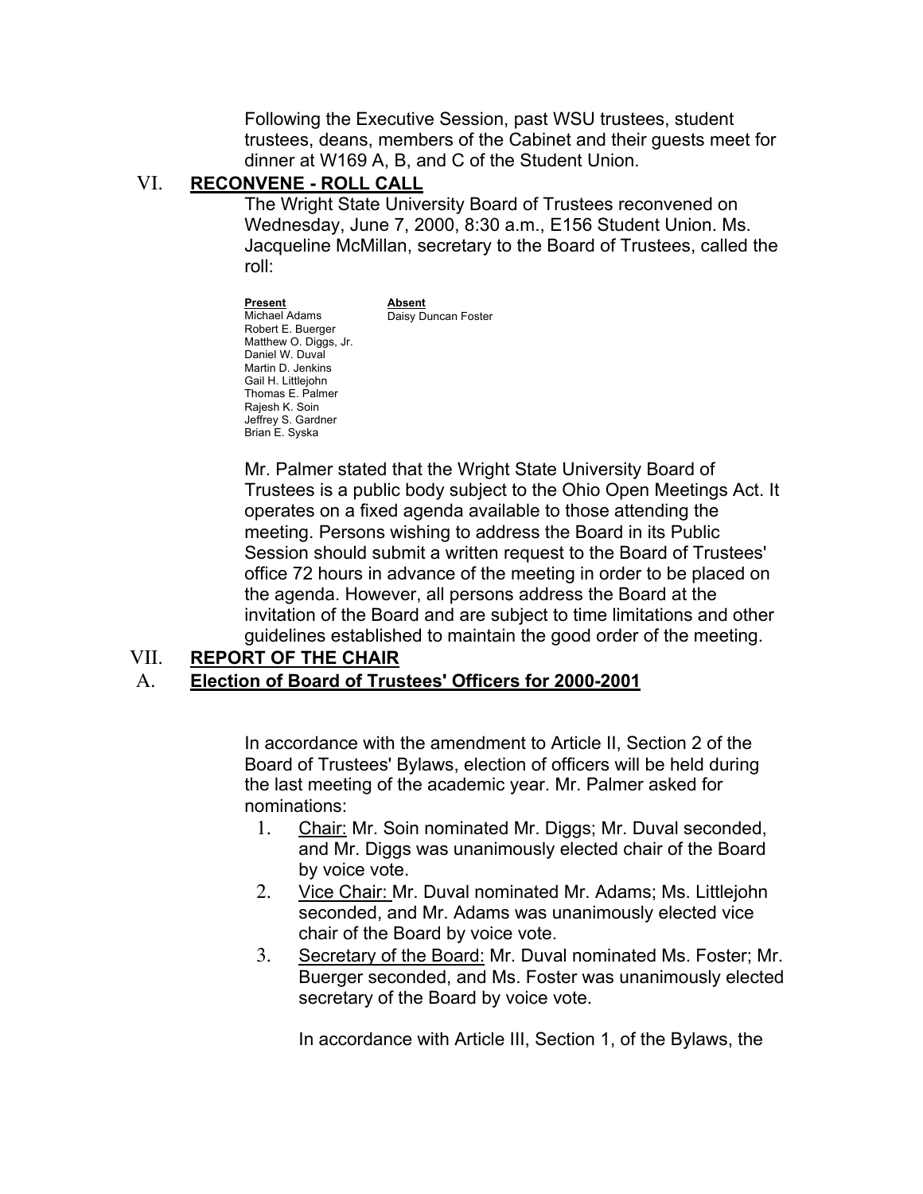Following the Executive Session, past WSU trustees, student trustees, deans, members of the Cabinet and their guests meet for dinner at W169 A, B, and C of the Student Union.

## VI. RECONVENE - ROLL CALL

The Wright State University Board of Trustees reconvened on Wednesday, June 7, 2000, 8:30 a.m., E156 Student Union. Ms. Jacqueline McMillan, secretary to the Board of Trustees, called the roll:

| **Present** | **Absent** |
|---|---|
| Michael Adams | Daisy Duncan Foster |
| Robert E. Buerger | |
| Matthew O. Diggs, Jr. | |
| Daniel W. Duval | |
| Martin D. Jenkins | |
| Gail H. Littlejohn | |
| Thomas E. Palmer | |
| Rajesh K. Soin | |
| Jeffrey S. Gardner | |
| Brian E. Syska | |

Mr. Palmer stated that the Wright State University Board of Trustees is a public body subject to the Ohio Open Meetings Act. It operates on a fixed agenda available to those attending the meeting. Persons wishing to address the Board in its Public Session should submit a written request to the Board of Trustees' office 72 hours in advance of the meeting in order to be placed on the agenda. However, all persons address the Board at the invitation of the Board and are subject to time limitations and other guidelines established to maintain the good order of the meeting.

## VII. REPORT OF THE CHAIR

### A. Election of Board of Trustees' Officers for 2000-2001

In accordance with the amendment to Article II, Section 2 of the Board of Trustees' Bylaws, election of officers will be held during the last meeting of the academic year. Mr. Palmer asked for nominations:

1. Chair: Mr. Soin nominated Mr. Diggs; Mr. Duval seconded, and Mr. Diggs was unanimously elected chair of the Board by voice vote.
2. Vice Chair: Mr. Duval nominated Mr. Adams; Ms. Littlejohn seconded, and Mr. Adams was unanimously elected vice chair of the Board by voice vote.
3. Secretary of the Board: Mr. Duval nominated Ms. Foster; Mr. Buerger seconded, and Ms. Foster was unanimously elected secretary of the Board by voice vote.

   In accordance with Article III, Section 1, of the Bylaws, the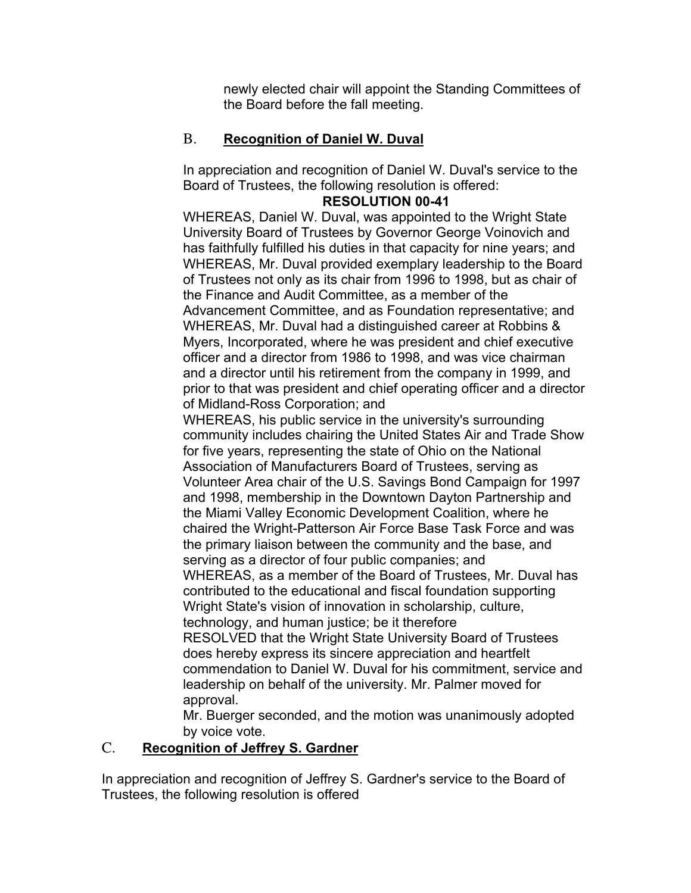newly elected chair will appoint the Standing Committees of the Board before the fall meeting.

### B. Recognition of Daniel W. Duval

In appreciation and recognition of Daniel W. Duval's service to the Board of Trustees, the following resolution is offered:

**RESOLUTION 00-41**

WHEREAS, Daniel W. Duval, was appointed to the Wright State University Board of Trustees by Governor George Voinovich and has faithfully fulfilled his duties in that capacity for nine years; and

WHEREAS, Mr. Duval provided exemplary leadership to the Board of Trustees not only as its chair from 1996 to 1998, but as chair of the Finance and Audit Committee, as a member of the Advancement Committee, and as Foundation representative; and

WHEREAS, Mr. Duval had a distinguished career at Robbins & Myers, Incorporated, where he was president and chief executive officer and a director from 1986 to 1998, and was vice chairman and a director until his retirement from the company in 1999, and prior to that was president and chief operating officer and a director of Midland-Ross Corporation; and

WHEREAS, his public service in the university's surrounding community includes chairing the United States Air and Trade Show for five years, representing the state of Ohio on the National Association of Manufacturers Board of Trustees, serving as Volunteer Area chair of the U.S. Savings Bond Campaign for 1997 and 1998, membership in the Downtown Dayton Partnership and the Miami Valley Economic Development Coalition, where he chaired the Wright-Patterson Air Force Base Task Force and was the primary liaison between the community and the base, and serving as a director of four public companies; and

WHEREAS, as a member of the Board of Trustees, Mr. Duval has contributed to the educational and fiscal foundation supporting Wright State's vision of innovation in scholarship, culture, technology, and human justice; be it therefore

RESOLVED that the Wright State University Board of Trustees does hereby express its sincere appreciation and heartfelt commendation to Daniel W. Duval for his commitment, service and leadership on behalf of the university. Mr. Palmer moved for approval.

Mr. Buerger seconded, and the motion was unanimously adopted by voice vote.

### C. Recognition of Jeffrey S. Gardner

In appreciation and recognition of Jeffrey S. Gardner's service to the Board of Trustees, the following resolution is offered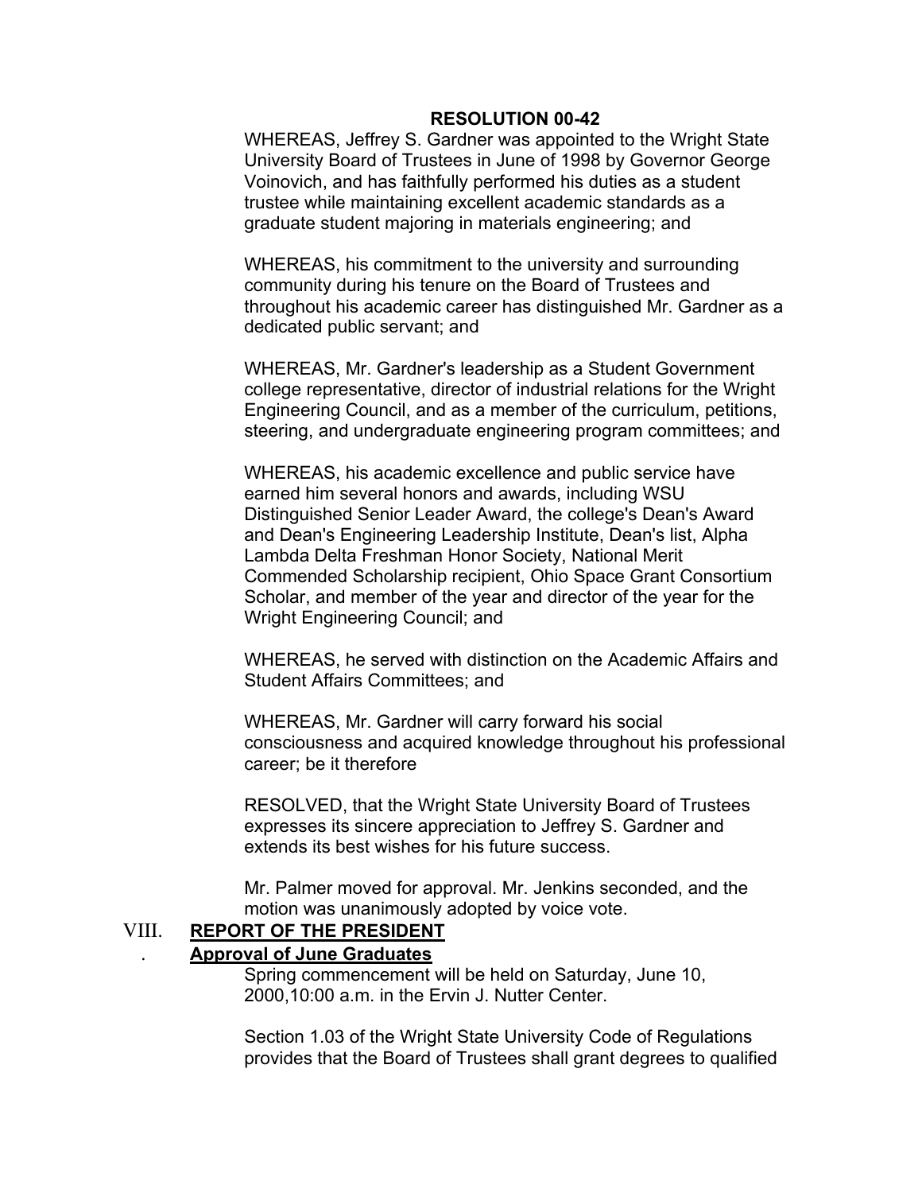**RESOLUTION 00-42**

WHEREAS, Jeffrey S. Gardner was appointed to the Wright State University Board of Trustees in June of 1998 by Governor George Voinovich, and has faithfully performed his duties as a student trustee while maintaining excellent academic standards as a graduate student majoring in materials engineering; and

WHEREAS, his commitment to the university and surrounding community during his tenure on the Board of Trustees and throughout his academic career has distinguished Mr. Gardner as a dedicated public servant; and

WHEREAS, Mr. Gardner's leadership as a Student Government college representative, director of industrial relations for the Wright Engineering Council, and as a member of the curriculum, petitions, steering, and undergraduate engineering program committees; and

WHEREAS, his academic excellence and public service have earned him several honors and awards, including WSU Distinguished Senior Leader Award, the college's Dean's Award and Dean's Engineering Leadership Institute, Dean's list, Alpha Lambda Delta Freshman Honor Society, National Merit Commended Scholarship recipient, Ohio Space Grant Consortium Scholar, and member of the year and director of the year for the Wright Engineering Council; and

WHEREAS, he served with distinction on the Academic Affairs and Student Affairs Committees; and

WHEREAS, Mr. Gardner will carry forward his social consciousness and acquired knowledge throughout his professional career; be it therefore

RESOLVED, that the Wright State University Board of Trustees expresses its sincere appreciation to Jeffrey S. Gardner and extends its best wishes for his future success.

Mr. Palmer moved for approval. Mr. Jenkins seconded, and the motion was unanimously adopted by voice vote.

## VIII. **REPORT OF THE PRESIDENT**

### . **Approval of June Graduates**

Spring commencement will be held on Saturday, June 10, 2000,10:00 a.m. in the Ervin J. Nutter Center.

Section 1.03 of the Wright State University Code of Regulations provides that the Board of Trustees shall grant degrees to qualified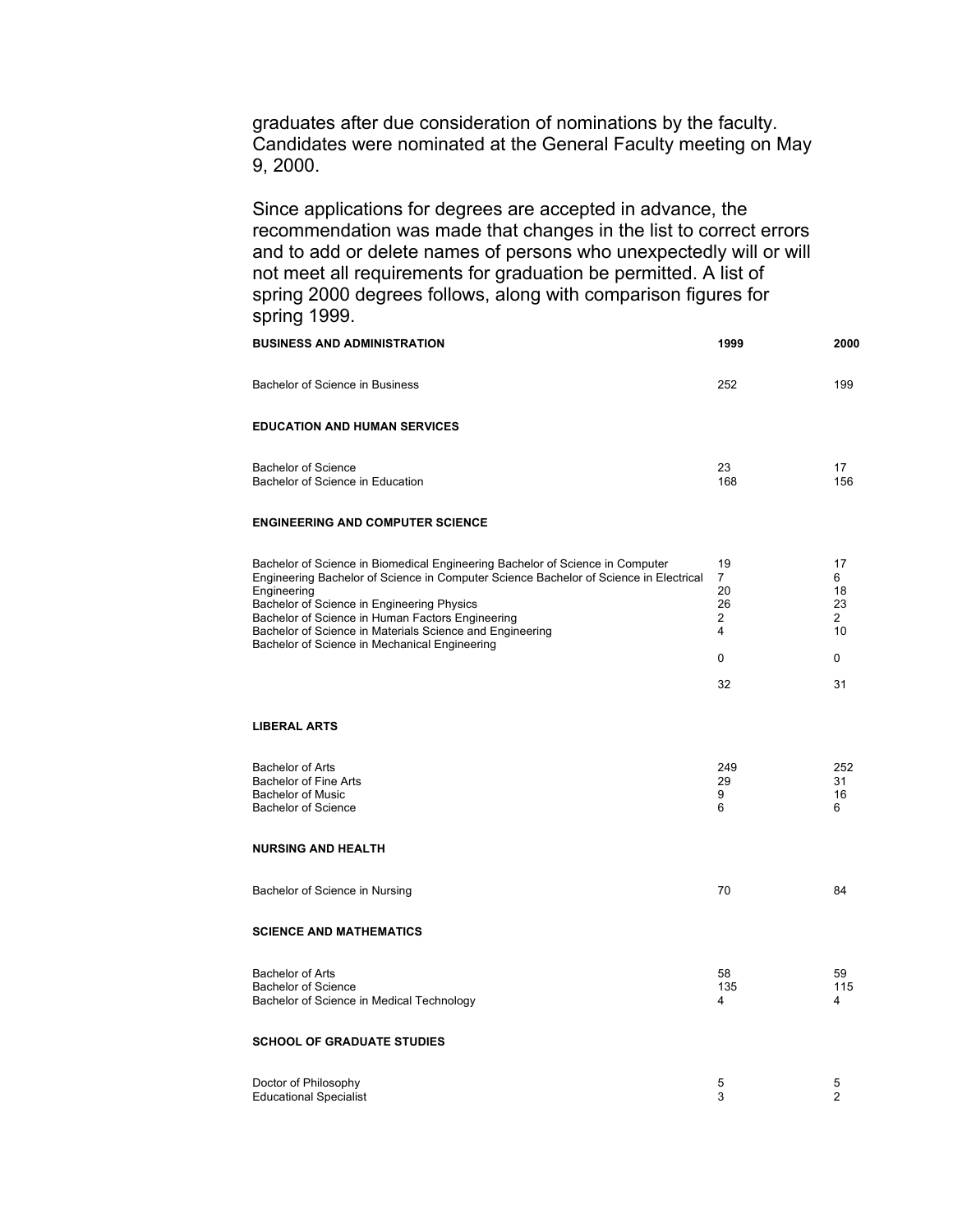graduates after due consideration of nominations by the faculty. Candidates were nominated at the General Faculty meeting on May 9, 2000.

Since applications for degrees are accepted in advance, the recommendation was made that changes in the list to correct errors and to add or delete names of persons who unexpectedly will or will not meet all requirements for graduation be permitted. A list of spring 2000 degrees follows, along with comparison figures for spring 1999.

| **BUSINESS AND ADMINISTRATION** | **1999** | **2000** |
|---|---|---|
| Bachelor of Science in Business | 252 | 199 |
| **EDUCATION AND HUMAN SERVICES** | | |
| Bachelor of Science | 23 | 17 |
| Bachelor of Science in Education | 168 | 156 |
| **ENGINEERING AND COMPUTER SCIENCE** | | |
| Bachelor of Science in Biomedical Engineering | 19 | 17 |
| Bachelor of Science in Computer Engineering | 7 | 6 |
| Bachelor of Science in Computer Science | 20 | 18 |
| Bachelor of Science in Electrical Engineering | 26 | 23 |
| Bachelor of Science in Engineering Physics | 2 | 2 |
| Bachelor of Science in Human Factors Engineering | 4 | 10 |
| Bachelor of Science in Materials Science and Engineering | 0 | 0 |
| Bachelor of Science in Mechanical Engineering | 32 | 31 |
| **LIBERAL ARTS** | | |
| Bachelor of Arts | 249 | 252 |
| Bachelor of Fine Arts | 29 | 31 |
| Bachelor of Music | 9 | 16 |
| Bachelor of Science | 6 | 6 |
| **NURSING AND HEALTH** | | |
| Bachelor of Science in Nursing | 70 | 84 |
| **SCIENCE AND MATHEMATICS** | | |
| Bachelor of Arts | 58 | 59 |
| Bachelor of Science | 135 | 115 |
| Bachelor of Science in Medical Technology | 4 | 4 |
| **SCHOOL OF GRADUATE STUDIES** | | |
| Doctor of Philosophy | 5 | 5 |
| Educational Specialist | 3 | 2 |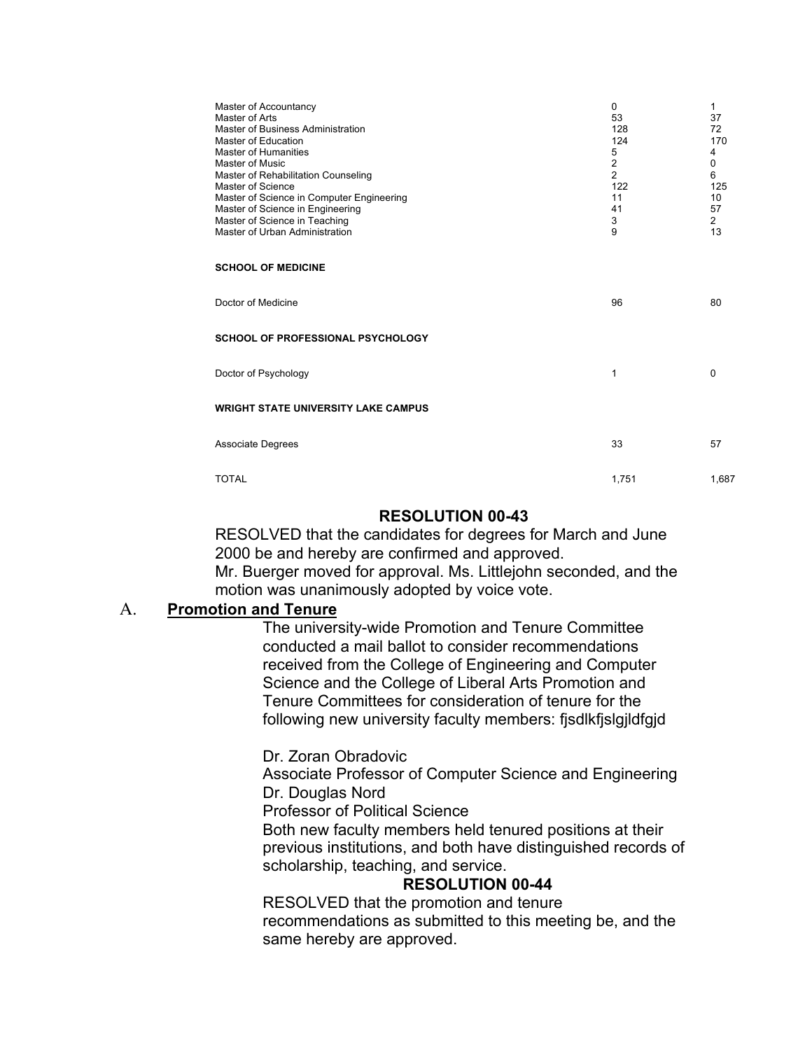| | | |
|---|---|---|
| Master of Accountancy | 0 | 1 |
| Master of Arts | 53 | 37 |
| Master of Business Administration | 128 | 72 |
| Master of Education | 124 | 170 |
| Master of Humanities | 5 | 4 |
| Master of Music | 2 | 0 |
| Master of Rehabilitation Counseling | 2 | 6 |
| Master of Science | 122 | 125 |
| Master of Science in Computer Engineering | 11 | 10 |
| Master of Science in Engineering | 41 | 57 |
| Master of Science in Teaching | 3 | 2 |
| Master of Urban Administration | 9 | 13 |
| **SCHOOL OF MEDICINE** | | |
| Doctor of Medicine | 96 | 80 |
| **SCHOOL OF PROFESSIONAL PSYCHOLOGY** | | |
| Doctor of Psychology | 1 | 0 |
| **WRIGHT STATE UNIVERSITY LAKE CAMPUS** | | |
| Associate Degrees | 33 | 57 |
| TOTAL | 1,751 | 1,687 |

**RESOLUTION 00-43**

RESOLVED that the candidates for degrees for March and June 2000 be and hereby are confirmed and approved.

Mr. Buerger moved for approval. Ms. Littlejohn seconded, and the motion was unanimously adopted by voice vote.

A. **Promotion and Tenure**

The university-wide Promotion and Tenure Committee conducted a mail ballot to consider recommendations received from the College of Engineering and Computer Science and the College of Liberal Arts Promotion and Tenure Committees for consideration of tenure for the following new university faculty members: fjsdlkfjslgjldfgjd

Dr. Zoran Obradovic
Associate Professor of Computer Science and Engineering
Dr. Douglas Nord
Professor of Political Science

Both new faculty members held tenured positions at their previous institutions, and both have distinguished records of scholarship, teaching, and service.

**RESOLUTION 00-44**

RESOLVED that the promotion and tenure recommendations as submitted to this meeting be, and the same hereby are approved.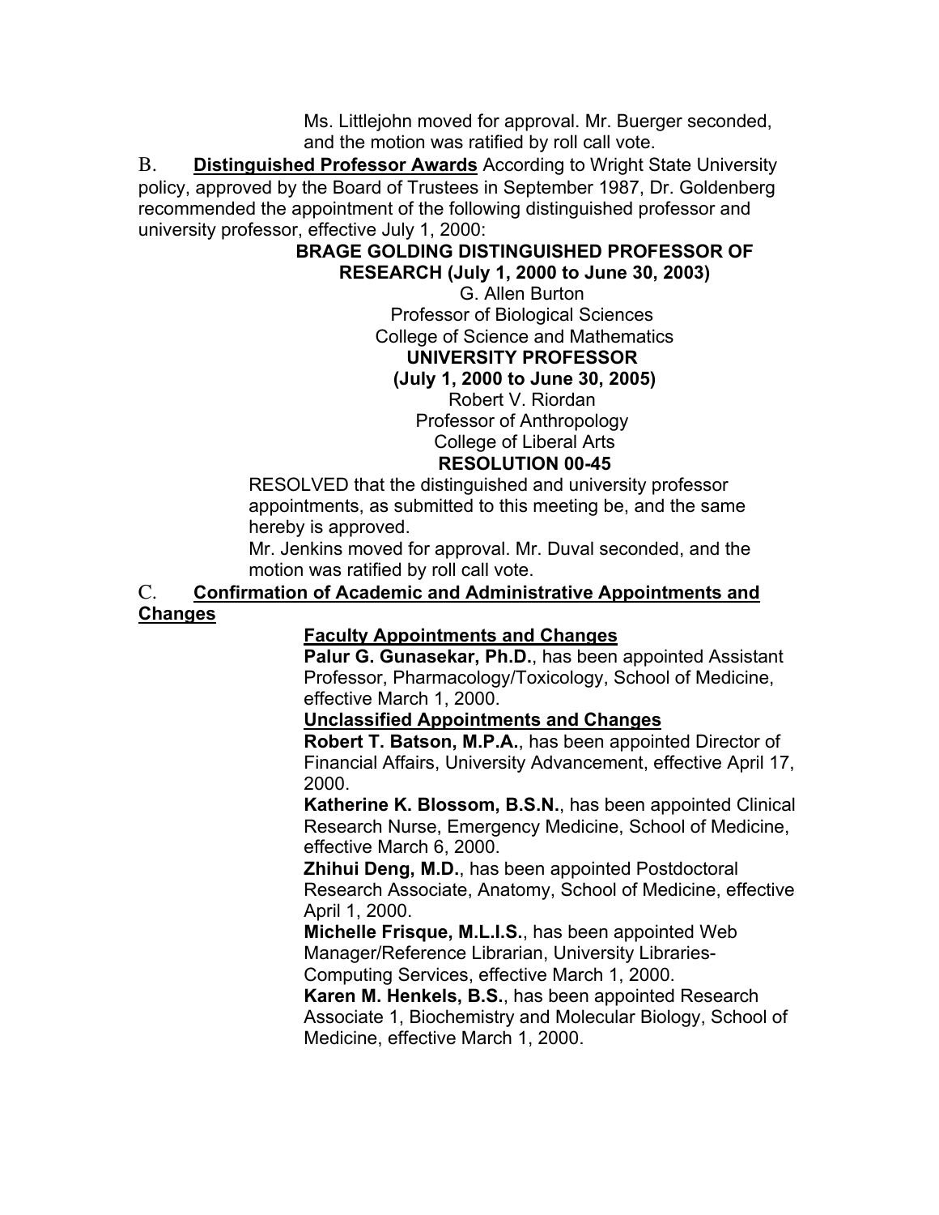Ms. Littlejohn moved for approval. Mr. Buerger seconded, and the motion was ratified by roll call vote.

B. **Distinguished Professor Awards** According to Wright State University policy, approved by the Board of Trustees in September 1987, Dr. Goldenberg recommended the appointment of the following distinguished professor and university professor, effective July 1, 2000:

**BRAGE GOLDING DISTINGUISHED PROFESSOR OF RESEARCH (July 1, 2000 to June 30, 2003)**

G. Allen Burton
Professor of Biological Sciences
College of Science and Mathematics

**UNIVERSITY PROFESSOR**
**(July 1, 2000 to June 30, 2005)**

Robert V. Riordan
Professor of Anthropology
College of Liberal Arts

**RESOLUTION 00-45**

RESOLVED that the distinguished and university professor appointments, as submitted to this meeting be, and the same hereby is approved.

Mr. Jenkins moved for approval. Mr. Duval seconded, and the motion was ratified by roll call vote.

C. **Confirmation of Academic and Administrative Appointments and Changes**

**Faculty Appointments and Changes**

**Palur G. Gunasekar, Ph.D.**, has been appointed Assistant Professor, Pharmacology/Toxicology, School of Medicine, effective March 1, 2000.

**Unclassified Appointments and Changes**

**Robert T. Batson, M.P.A.**, has been appointed Director of Financial Affairs, University Advancement, effective April 17, 2000.

**Katherine K. Blossom, B.S.N.**, has been appointed Clinical Research Nurse, Emergency Medicine, School of Medicine, effective March 6, 2000.

**Zhihui Deng, M.D.**, has been appointed Postdoctoral Research Associate, Anatomy, School of Medicine, effective April 1, 2000.

**Michelle Frisque, M.L.I.S.**, has been appointed Web Manager/Reference Librarian, University Libraries-Computing Services, effective March 1, 2000.

**Karen M. Henkels, B.S.**, has been appointed Research Associate 1, Biochemistry and Molecular Biology, School of Medicine, effective March 1, 2000.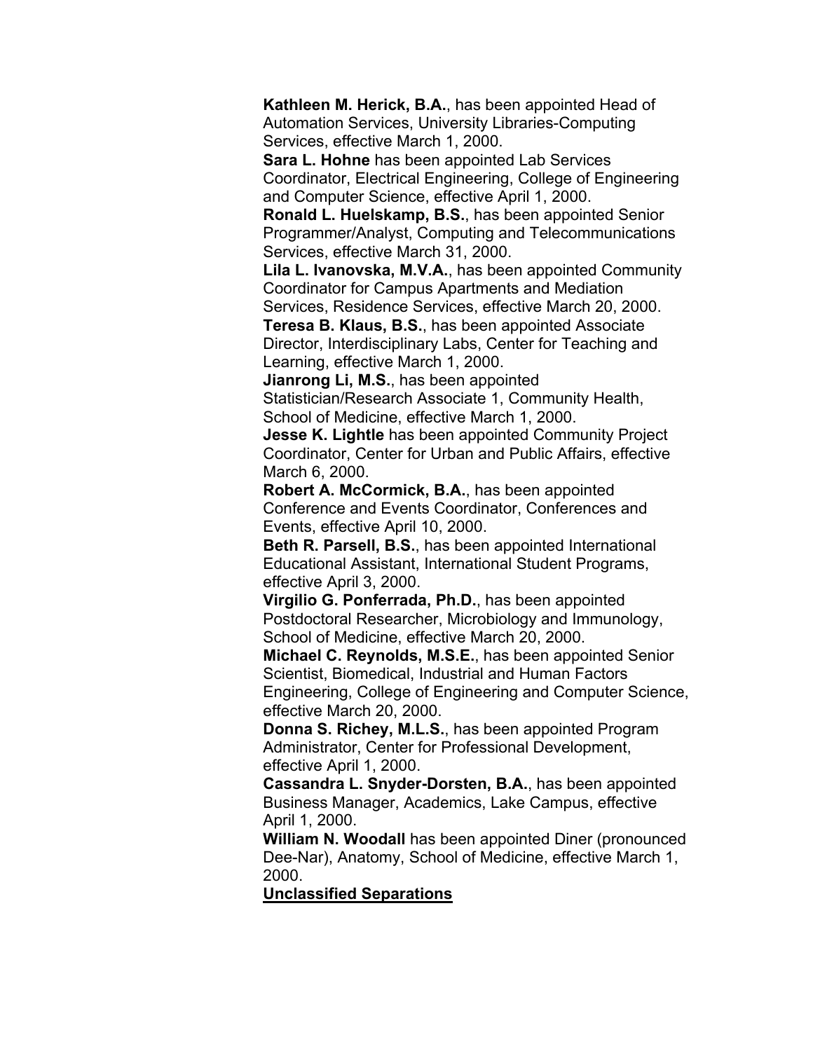**Kathleen M. Herick, B.A.**, has been appointed Head of Automation Services, University Libraries-Computing Services, effective March 1, 2000.

**Sara L. Hohne** has been appointed Lab Services Coordinator, Electrical Engineering, College of Engineering and Computer Science, effective April 1, 2000.

**Ronald L. Huelskamp, B.S.**, has been appointed Senior Programmer/Analyst, Computing and Telecommunications Services, effective March 31, 2000.

**Lila L. Ivanovska, M.V.A.**, has been appointed Community Coordinator for Campus Apartments and Mediation Services, Residence Services, effective March 20, 2000.

**Teresa B. Klaus, B.S.**, has been appointed Associate Director, Interdisciplinary Labs, Center for Teaching and Learning, effective March 1, 2000.

**Jianrong Li, M.S.**, has been appointed Statistician/Research Associate 1, Community Health, School of Medicine, effective March 1, 2000.

**Jesse K. Lightle** has been appointed Community Project Coordinator, Center for Urban and Public Affairs, effective March 6, 2000.

**Robert A. McCormick, B.A.**, has been appointed Conference and Events Coordinator, Conferences and Events, effective April 10, 2000.

**Beth R. Parsell, B.S.**, has been appointed International Educational Assistant, International Student Programs, effective April 3, 2000.

**Virgilio G. Ponferrada, Ph.D.**, has been appointed Postdoctoral Researcher, Microbiology and Immunology, School of Medicine, effective March 20, 2000.

**Michael C. Reynolds, M.S.E.**, has been appointed Senior Scientist, Biomedical, Industrial and Human Factors Engineering, College of Engineering and Computer Science, effective March 20, 2000.

**Donna S. Richey, M.L.S.**, has been appointed Program Administrator, Center for Professional Development, effective April 1, 2000.

**Cassandra L. Snyder-Dorsten, B.A.**, has been appointed Business Manager, Academics, Lake Campus, effective April 1, 2000.

**William N. Woodall** has been appointed Diner (pronounced Dee-Nar), Anatomy, School of Medicine, effective March 1, 2000.

**<u>Unclassified Separations</u>**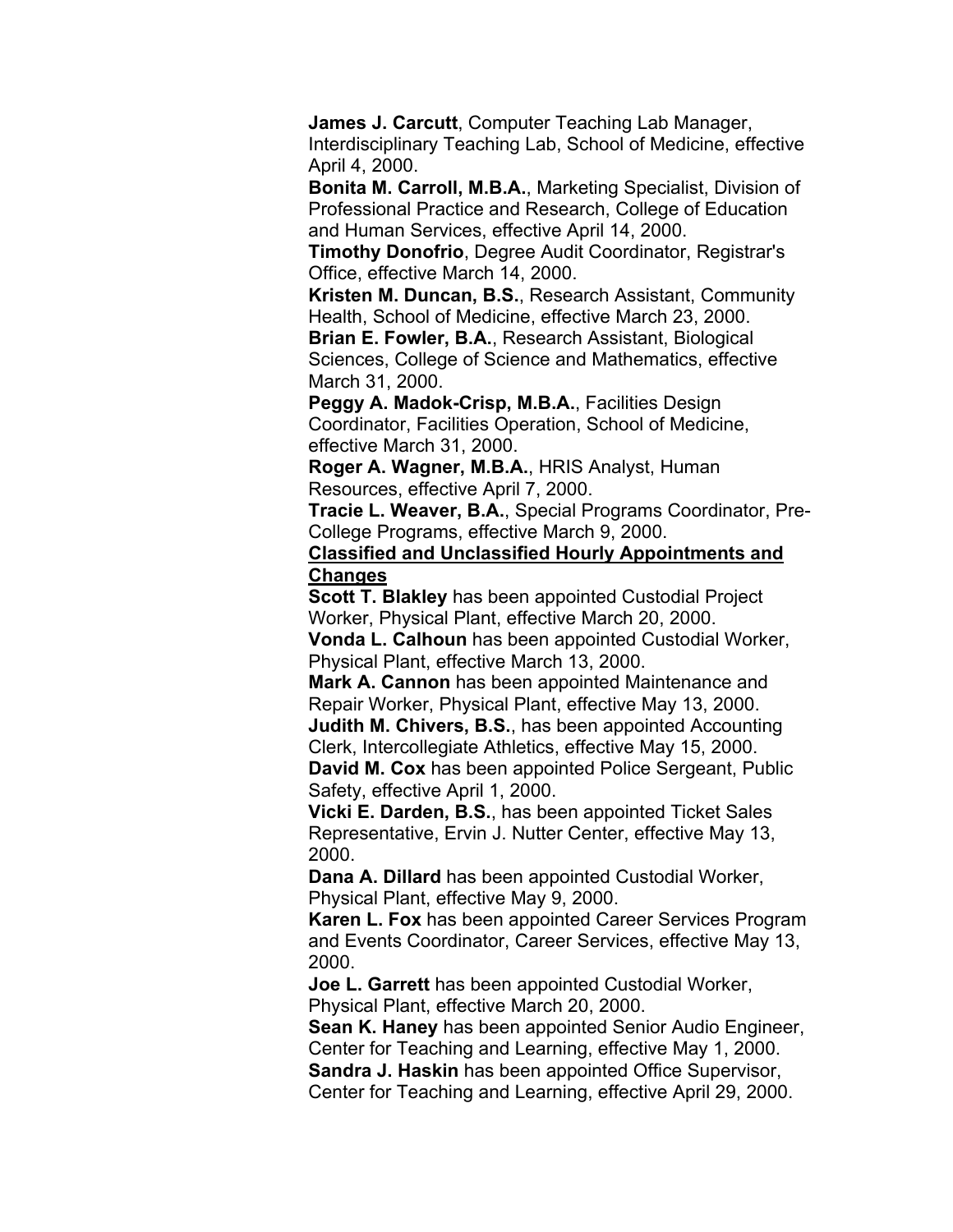**James J. Carcutt**, Computer Teaching Lab Manager, Interdisciplinary Teaching Lab, School of Medicine, effective April 4, 2000.

**Bonita M. Carroll, M.B.A.**, Marketing Specialist, Division of Professional Practice and Research, College of Education and Human Services, effective April 14, 2000.

**Timothy Donofrio**, Degree Audit Coordinator, Registrar's Office, effective March 14, 2000.

**Kristen M. Duncan, B.S.**, Research Assistant, Community Health, School of Medicine, effective March 23, 2000.

**Brian E. Fowler, B.A.**, Research Assistant, Biological Sciences, College of Science and Mathematics, effective March 31, 2000.

**Peggy A. Madok-Crisp, M.B.A.**, Facilities Design Coordinator, Facilities Operation, School of Medicine, effective March 31, 2000.

**Roger A. Wagner, M.B.A.**, HRIS Analyst, Human Resources, effective April 7, 2000.

**Tracie L. Weaver, B.A.**, Special Programs Coordinator, Pre-College Programs, effective March 9, 2000.

**<u>Classified and Unclassified Hourly Appointments and Changes</u>**

**Scott T. Blakley** has been appointed Custodial Project Worker, Physical Plant, effective March 20, 2000.

**Vonda L. Calhoun** has been appointed Custodial Worker, Physical Plant, effective March 13, 2000.

**Mark A. Cannon** has been appointed Maintenance and Repair Worker, Physical Plant, effective May 13, 2000.

**Judith M. Chivers, B.S.**, has been appointed Accounting Clerk, Intercollegiate Athletics, effective May 15, 2000.

**David M. Cox** has been appointed Police Sergeant, Public Safety, effective April 1, 2000.

**Vicki E. Darden, B.S.**, has been appointed Ticket Sales Representative, Ervin J. Nutter Center, effective May 13, 2000.

**Dana A. Dillard** has been appointed Custodial Worker, Physical Plant, effective May 9, 2000.

**Karen L. Fox** has been appointed Career Services Program and Events Coordinator, Career Services, effective May 13, 2000.

**Joe L. Garrett** has been appointed Custodial Worker, Physical Plant, effective March 20, 2000.

**Sean K. Haney** has been appointed Senior Audio Engineer, Center for Teaching and Learning, effective May 1, 2000.

**Sandra J. Haskin** has been appointed Office Supervisor, Center for Teaching and Learning, effective April 29, 2000.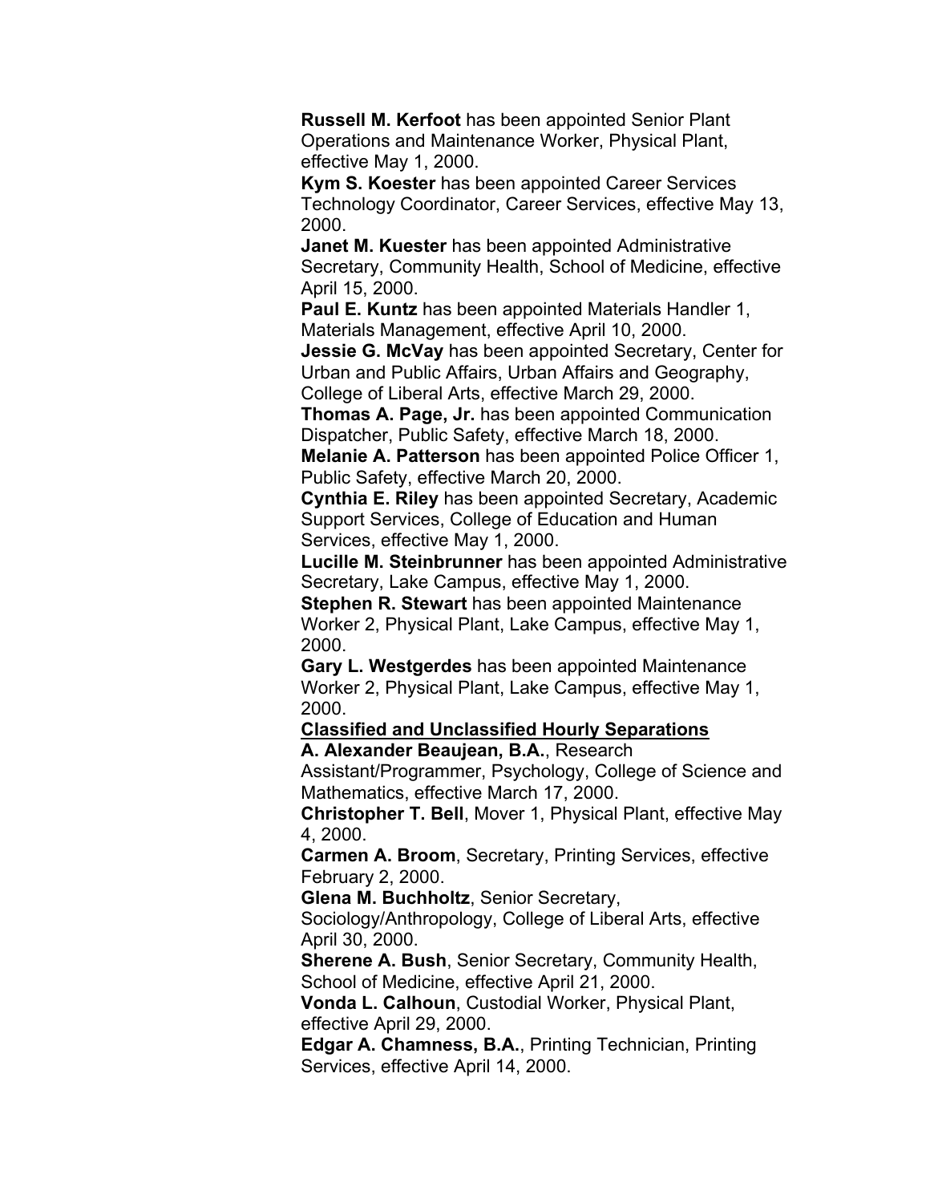**Russell M. Kerfoot** has been appointed Senior Plant Operations and Maintenance Worker, Physical Plant, effective May 1, 2000.

**Kym S. Koester** has been appointed Career Services Technology Coordinator, Career Services, effective May 13, 2000.

**Janet M. Kuester** has been appointed Administrative Secretary, Community Health, School of Medicine, effective April 15, 2000.

**Paul E. Kuntz** has been appointed Materials Handler 1, Materials Management, effective April 10, 2000.

**Jessie G. McVay** has been appointed Secretary, Center for Urban and Public Affairs, Urban Affairs and Geography, College of Liberal Arts, effective March 29, 2000.

**Thomas A. Page, Jr.** has been appointed Communication Dispatcher, Public Safety, effective March 18, 2000.

**Melanie A. Patterson** has been appointed Police Officer 1, Public Safety, effective March 20, 2000.

**Cynthia E. Riley** has been appointed Secretary, Academic Support Services, College of Education and Human Services, effective May 1, 2000.

**Lucille M. Steinbrunner** has been appointed Administrative Secretary, Lake Campus, effective May 1, 2000.

**Stephen R. Stewart** has been appointed Maintenance Worker 2, Physical Plant, Lake Campus, effective May 1, 2000.

**Gary L. Westgerdes** has been appointed Maintenance Worker 2, Physical Plant, Lake Campus, effective May 1, 2000.

**Classified and Unclassified Hourly Separations**

**A. Alexander Beaujean, B.A.**, Research Assistant/Programmer, Psychology, College of Science and Mathematics, effective March 17, 2000.

**Christopher T. Bell**, Mover 1, Physical Plant, effective May 4, 2000.

**Carmen A. Broom**, Secretary, Printing Services, effective February 2, 2000.

**Glena M. Buchholtz**, Senior Secretary, Sociology/Anthropology, College of Liberal Arts, effective April 30, 2000.

**Sherene A. Bush**, Senior Secretary, Community Health, School of Medicine, effective April 21, 2000.

**Vonda L. Calhoun**, Custodial Worker, Physical Plant, effective April 29, 2000.

**Edgar A. Chamness, B.A.**, Printing Technician, Printing Services, effective April 14, 2000.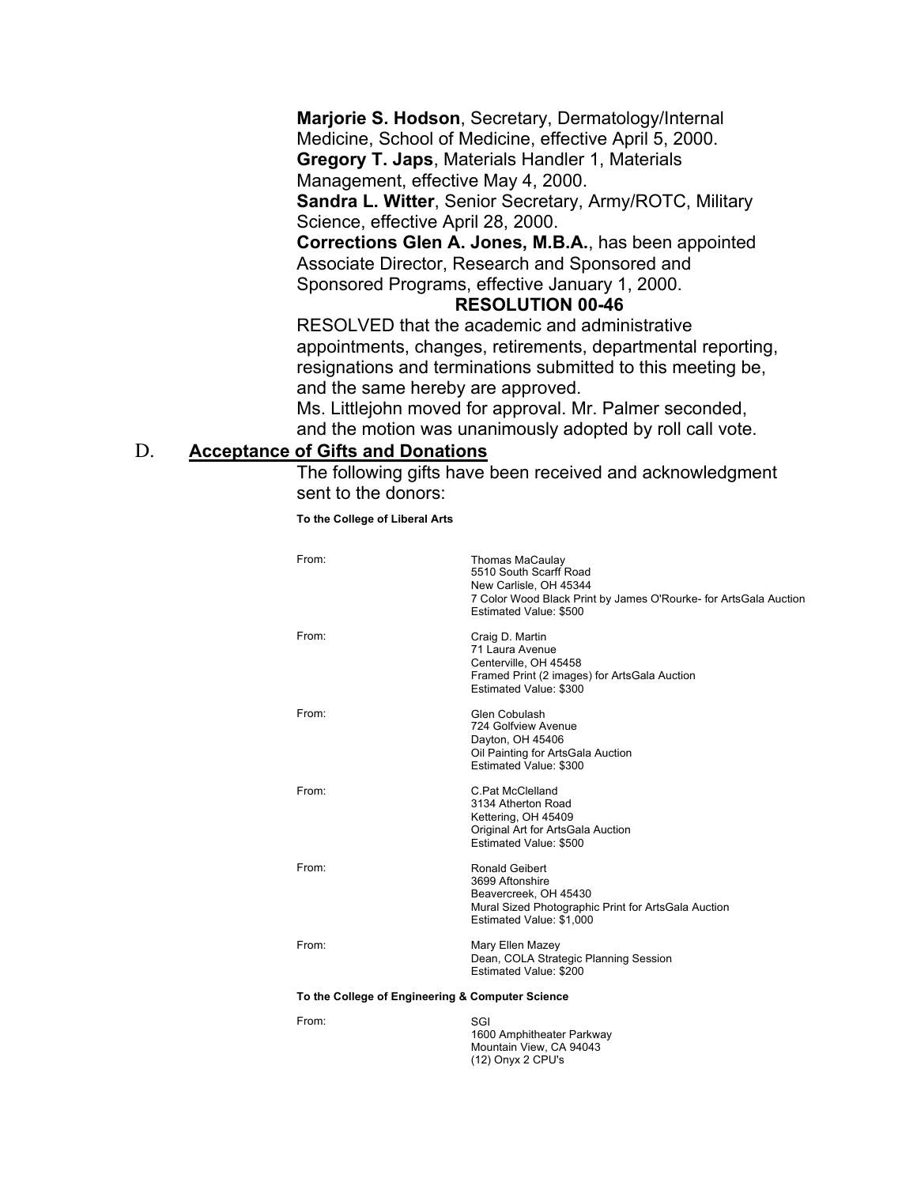**Marjorie S. Hodson**, Secretary, Dermatology/Internal Medicine, School of Medicine, effective April 5, 2000.
**Gregory T. Japs**, Materials Handler 1, Materials Management, effective May 4, 2000.
**Sandra L. Witter**, Senior Secretary, Army/ROTC, Military Science, effective April 28, 2000.
**Corrections Glen A. Jones, M.B.A.**, has been appointed Associate Director, Research and Sponsored and Sponsored Programs, effective January 1, 2000.

**RESOLUTION 00-46**

RESOLVED that the academic and administrative appointments, changes, retirements, departmental reporting, resignations and terminations submitted to this meeting be, and the same hereby are approved.

Ms. Littlejohn moved for approval. Mr. Palmer seconded, and the motion was unanimously adopted by roll call vote.

## D. Acceptance of Gifts and Donations

The following gifts have been received and acknowledgment sent to the donors:

**To the College of Liberal Arts**

From: Thomas MacAulay
5510 South Scarff Road
New Carlisle, OH 45344
7 Color Wood Black Print by James O'Rourke- for ArtsGala Auction
Estimated Value: $500

From: Craig D. Martin
71 Laura Avenue
Centerville, OH 45458
Framed Print (2 images) for ArtsGala Auction
Estimated Value: $300

From: Glen Cobulash
724 Golfview Avenue
Dayton, OH 45406
Oil Painting for ArtsGala Auction
Estimated Value: $300

From: C.Pat McClelland
3134 Atherton Road
Kettering, OH 45409
Original Art for ArtsGala Auction
Estimated Value: $500

From: Ronald Geibert
3699 Aftonshire
Beavercreek, OH 45430
Mural Sized Photographic Print for ArtsGala Auction
Estimated Value: $1,000

From: Mary Ellen Mazey
Dean, COLA Strategic Planning Session
Estimated Value: $200

**To the College of Engineering & Computer Science**

From: SGI
1600 Amphitheater Parkway
Mountain View, CA 94043
(12) Onyx 2 CPU's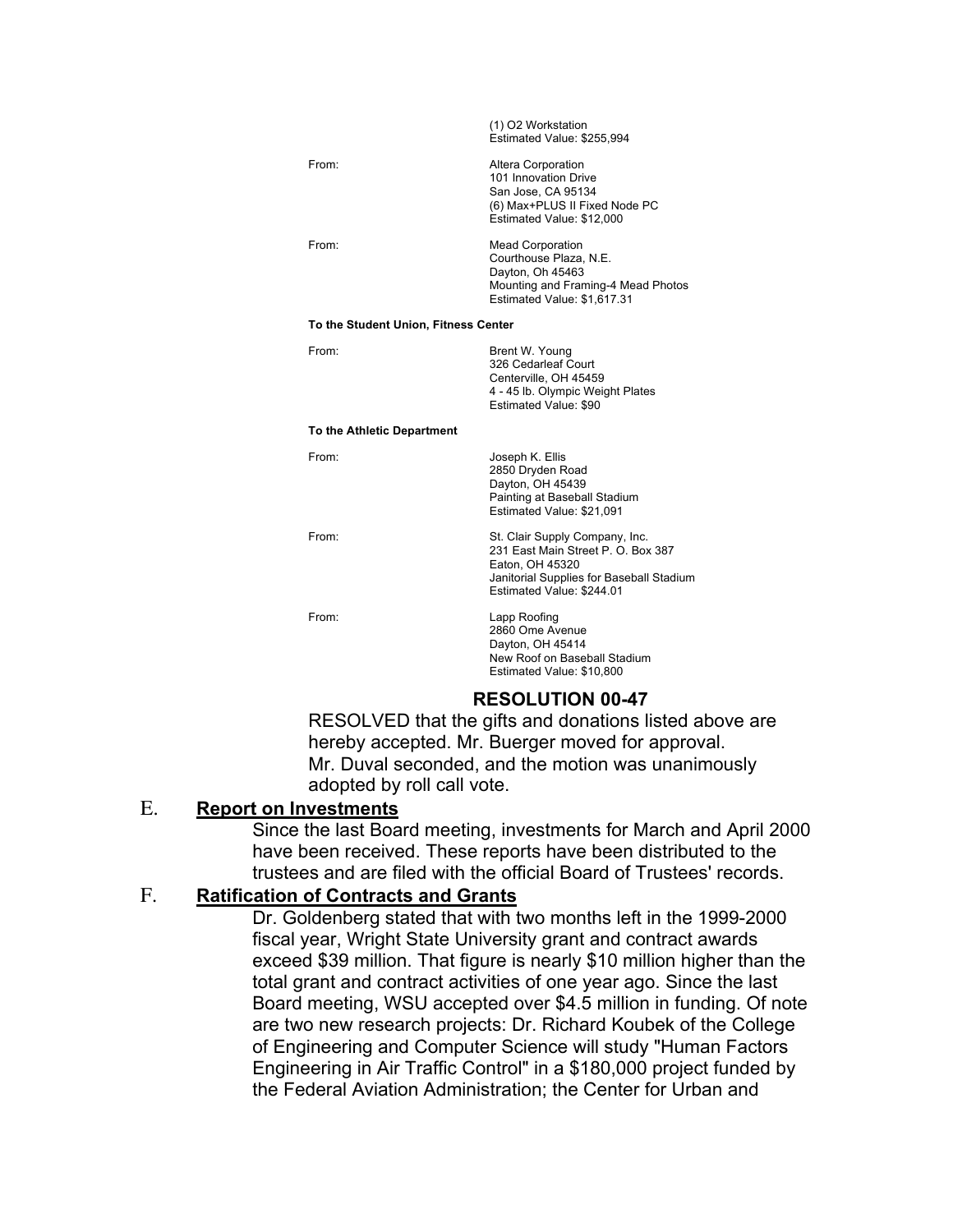(1) O2 Workstation
Estimated Value: $255,994

From: Altera Corporation
101 Innovation Drive
San Jose, CA 95134
(6) Max+PLUS II Fixed Node PC
Estimated Value: $12,000

From: Mead Corporation
Courthouse Plaza, N.E.
Dayton, Oh 45463
Mounting and Framing-4 Mead Photos
Estimated Value: $1,617.31

**To the Student Union, Fitness Center**

From: Brent W. Young
326 Cedarleaf Court
Centerville, OH 45459
4 - 45 lb. Olympic Weight Plates
Estimated Value: $90

**To the Athletic Department**

From: Joseph K. Ellis
2850 Dryden Road
Dayton, OH 45439
Painting at Baseball Stadium
Estimated Value: $21,091

From: St. Clair Supply Company, Inc.
231 East Main Street P. O. Box 387
Eaton, OH 45320
Janitorial Supplies for Baseball Stadium
Estimated Value: $244.01

From: Lapp Roofing
2860 Ome Avenue
Dayton, OH 45414
New Roof on Baseball Stadium
Estimated Value: $10,800

**RESOLUTION 00-47**

RESOLVED that the gifts and donations listed above are hereby accepted. Mr. Buerger moved for approval. Mr. Duval seconded, and the motion was unanimously adopted by roll call vote.

## E. Report on Investments

Since the last Board meeting, investments for March and April 2000 have been received. These reports have been distributed to the trustees and are filed with the official Board of Trustees' records.

## F. Ratification of Contracts and Grants

Dr. Goldenberg stated that with two months left in the 1999-2000 fiscal year, Wright State University grant and contract awards exceed $39 million. That figure is nearly $10 million higher than the total grant and contract activities of one year ago. Since the last Board meeting, WSU accepted over $4.5 million in funding. Of note are two new research projects: Dr. Richard Koubek of the College of Engineering and Computer Science will study "Human Factors Engineering in Air Traffic Control" in a $180,000 project funded by the Federal Aviation Administration; the Center for Urban and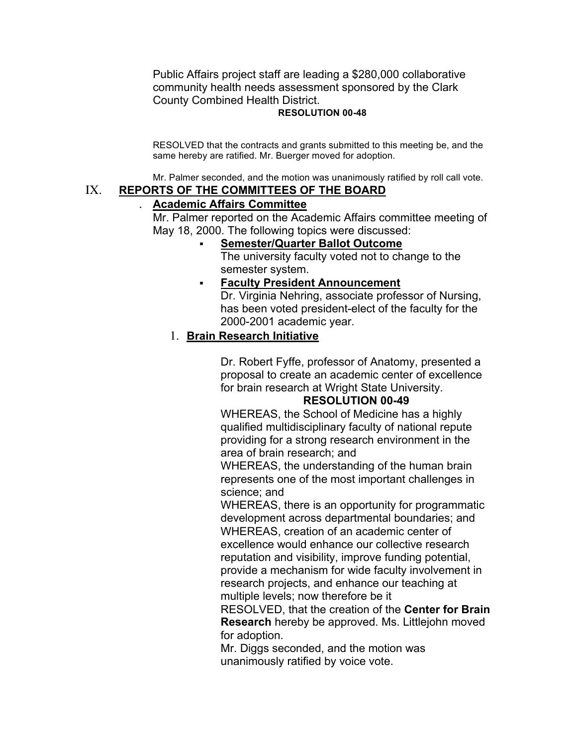Public Affairs project staff are leading a $280,000 collaborative community health needs assessment sponsored by the Clark County Combined Health District.

**RESOLUTION 00-48**

RESOLVED that the contracts and grants submitted to this meeting be, and the same hereby are ratified. Mr. Buerger moved for adoption.

Mr. Palmer seconded, and the motion was unanimously ratified by roll call vote.

## IX. REPORTS OF THE COMMITTEES OF THE BOARD

### . Academic Affairs Committee

Mr. Palmer reported on the Academic Affairs committee meeting of May 18, 2000. The following topics were discussed:

- **Semester/Quarter Ballot Outcome**
  The university faculty voted not to change to the semester system.
- **Faculty President Announcement**
  Dr. Virginia Nehring, associate professor of Nursing, has been voted president-elect of the faculty for the 2000-2001 academic year.

1. **Brain Research Initiative**

Dr. Robert Fyffe, professor of Anatomy, presented a proposal to create an academic center of excellence for brain research at Wright State University.

**RESOLUTION 00-49**

WHEREAS, the School of Medicine has a highly qualified multidisciplinary faculty of national repute providing for a strong research environment in the area of brain research; and

WHEREAS, the understanding of the human brain represents one of the most important challenges in science; and

WHEREAS, there is an opportunity for programmatic development across departmental boundaries; and

WHEREAS, creation of an academic center of excellence would enhance our collective research reputation and visibility, improve funding potential, provide a mechanism for wide faculty involvement in research projects, and enhance our teaching at multiple levels; now therefore be it

RESOLVED, that the creation of the **Center for Brain Research** hereby be approved. Ms. Littlejohn moved for adoption.

Mr. Diggs seconded, and the motion was unanimously ratified by voice vote.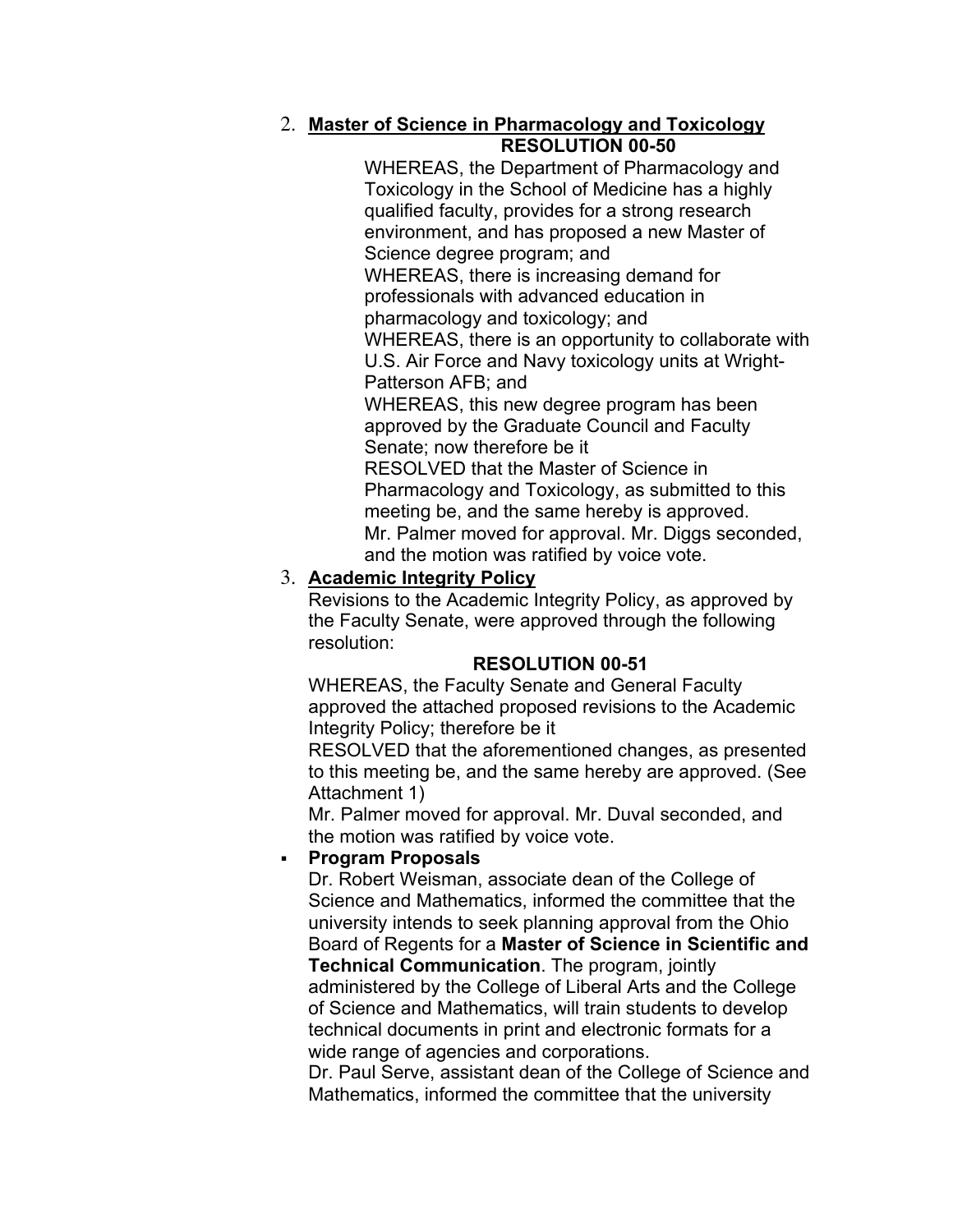2. **Master of Science in Pharmacology and Toxicology**

**RESOLUTION 00-50**

WHEREAS, the Department of Pharmacology and Toxicology in the School of Medicine has a highly qualified faculty, provides for a strong research environment, and has proposed a new Master of Science degree program; and

WHEREAS, there is increasing demand for professionals with advanced education in pharmacology and toxicology; and

WHEREAS, there is an opportunity to collaborate with U.S. Air Force and Navy toxicology units at Wright-Patterson AFB; and

WHEREAS, this new degree program has been approved by the Graduate Council and Faculty Senate; now therefore be it

RESOLVED that the Master of Science in Pharmacology and Toxicology, as submitted to this meeting be, and the same hereby is approved.

Mr. Palmer moved for approval. Mr. Diggs seconded, and the motion was ratified by voice vote.

3. **Academic Integrity Policy**

Revisions to the Academic Integrity Policy, as approved by the Faculty Senate, were approved through the following resolution:

**RESOLUTION 00-51**

WHEREAS, the Faculty Senate and General Faculty approved the attached proposed revisions to the Academic Integrity Policy; therefore be it

RESOLVED that the aforementioned changes, as presented to this meeting be, and the same hereby are approved. (See Attachment 1)

Mr. Palmer moved for approval. Mr. Duval seconded, and the motion was ratified by voice vote.

- **Program Proposals**

Dr. Robert Weisman, associate dean of the College of Science and Mathematics, informed the committee that the university intends to seek planning approval from the Ohio Board of Regents for a **Master of Science in Scientific and Technical Communication**. The program, jointly administered by the College of Liberal Arts and the College of Science and Mathematics, will train students to develop technical documents in print and electronic formats for a wide range of agencies and corporations.

Dr. Paul Serve, assistant dean of the College of Science and Mathematics, informed the committee that the university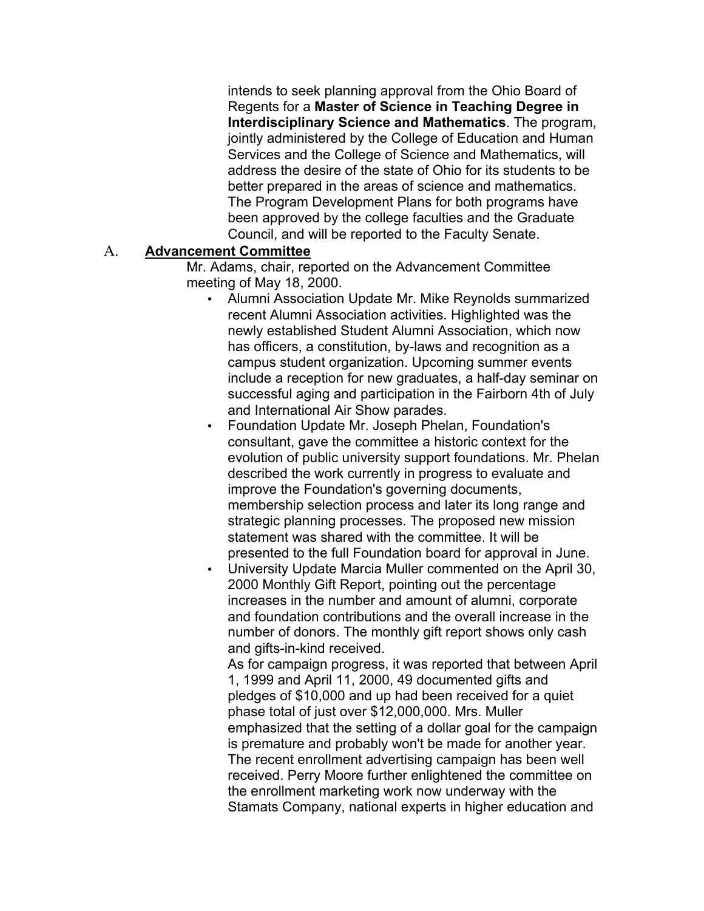intends to seek planning approval from the Ohio Board of Regents for a **Master of Science in Teaching Degree in Interdisciplinary Science and Mathematics**. The program, jointly administered by the College of Education and Human Services and the College of Science and Mathematics, will address the desire of the state of Ohio for its students to be better prepared in the areas of science and mathematics. The Program Development Plans for both programs have been approved by the college faculties and the Graduate Council, and will be reported to the Faculty Senate.

A. **Advancement Committee**

Mr. Adams, chair, reported on the Advancement Committee meeting of May 18, 2000.

- Alumni Association Update Mr. Mike Reynolds summarized recent Alumni Association activities. Highlighted was the newly established Student Alumni Association, which now has officers, a constitution, by-laws and recognition as a campus student organization. Upcoming summer events include a reception for new graduates, a half-day seminar on successful aging and participation in the Fairborn 4th of July and International Air Show parades.
- Foundation Update Mr. Joseph Phelan, Foundation's consultant, gave the committee a historic context for the evolution of public university support foundations. Mr. Phelan described the work currently in progress to evaluate and improve the Foundation's governing documents, membership selection process and later its long range and strategic planning processes. The proposed new mission statement was shared with the committee. It will be presented to the full Foundation board for approval in June.
- University Update Marcia Muller commented on the April 30, 2000 Monthly Gift Report, pointing out the percentage increases in the number and amount of alumni, corporate and foundation contributions and the overall increase in the number of donors. The monthly gift report shows only cash and gifts-in-kind received.

  As for campaign progress, it was reported that between April 1, 1999 and April 11, 2000, 49 documented gifts and pledges of $10,000 and up had been received for a quiet phase total of just over $12,000,000. Mrs. Muller emphasized that the setting of a dollar goal for the campaign is premature and probably won't be made for another year. The recent enrollment advertising campaign has been well received. Perry Moore further enlightened the committee on the enrollment marketing work now underway with the Stamats Company, national experts in higher education and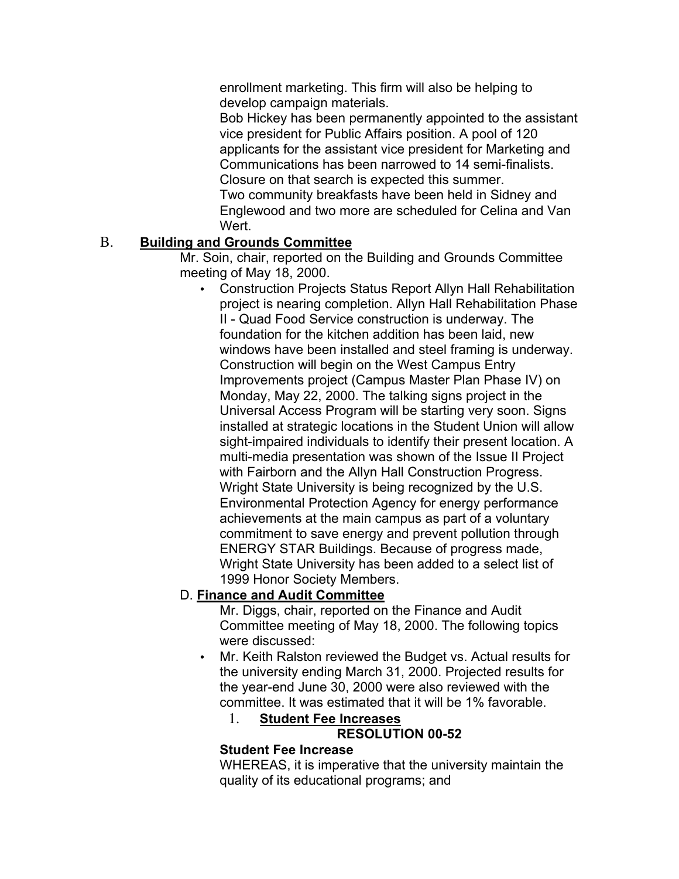enrollment marketing. This firm will also be helping to develop campaign materials.

Bob Hickey has been permanently appointed to the assistant vice president for Public Affairs position. A pool of 120 applicants for the assistant vice president for Marketing and Communications has been narrowed to 14 semi-finalists. Closure on that search is expected this summer.

Two community breakfasts have been held in Sidney and Englewood and two more are scheduled for Celina and Van Wert.

B. **<u>Building and Grounds Committee</u>**

Mr. Soin, chair, reported on the Building and Grounds Committee meeting of May 18, 2000.

- Construction Projects Status Report Allyn Hall Rehabilitation project is nearing completion. Allyn Hall Rehabilitation Phase II - Quad Food Service construction is underway. The foundation for the kitchen addition has been laid, new windows have been installed and steel framing is underway. Construction will begin on the West Campus Entry Improvements project (Campus Master Plan Phase IV) on Monday, May 22, 2000. The talking signs project in the Universal Access Program will be starting very soon. Signs installed at strategic locations in the Student Union will allow sight-impaired individuals to identify their present location. A multi-media presentation was shown of the Issue II Project with Fairborn and the Allyn Hall Construction Progress. Wright State University is being recognized by the U.S. Environmental Protection Agency for energy performance achievements at the main campus as part of a voluntary commitment to save energy and prevent pollution through ENERGY STAR Buildings. Because of progress made, Wright State University has been added to a select list of 1999 Honor Society Members.

D. **<u>Finance and Audit Committee</u>**

Mr. Diggs, chair, reported on the Finance and Audit Committee meeting of May 18, 2000. The following topics were discussed:

- Mr. Keith Ralston reviewed the Budget vs. Actual results for the university ending March 31, 2000. Projected results for the year-end June 30, 2000 were also reviewed with the committee. It was estimated that it will be 1% favorable.

1. **<u>Student Fee Increases</u>**

**RESOLUTION 00-52**

**Student Fee Increase**

WHEREAS, it is imperative that the university maintain the quality of its educational programs; and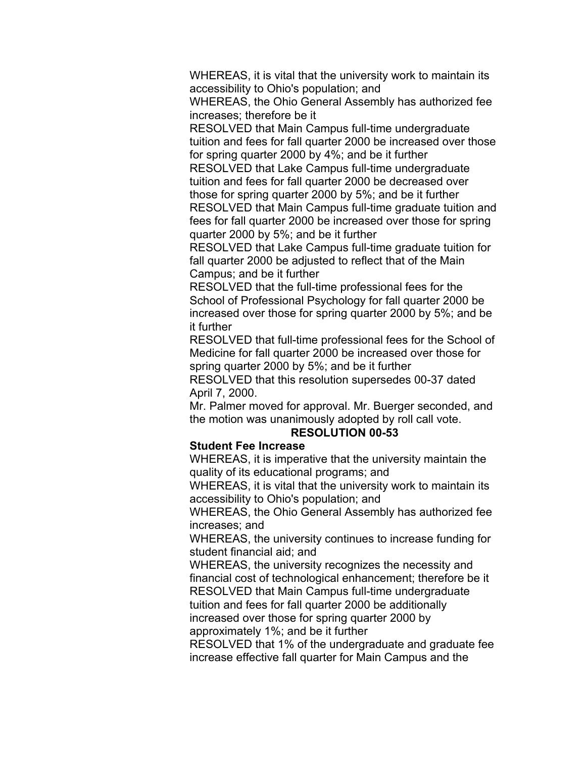WHEREAS, it is vital that the university work to maintain its accessibility to Ohio's population; and

WHEREAS, the Ohio General Assembly has authorized fee increases; therefore be it

RESOLVED that Main Campus full-time undergraduate tuition and fees for fall quarter 2000 be increased over those for spring quarter 2000 by 4%; and be it further

RESOLVED that Lake Campus full-time undergraduate tuition and fees for fall quarter 2000 be decreased over those for spring quarter 2000 by 5%; and be it further

RESOLVED that Main Campus full-time graduate tuition and fees for fall quarter 2000 be increased over those for spring quarter 2000 by 5%; and be it further

RESOLVED that Lake Campus full-time graduate tuition for fall quarter 2000 be adjusted to reflect that of the Main Campus; and be it further

RESOLVED that the full-time professional fees for the School of Professional Psychology for fall quarter 2000 be increased over those for spring quarter 2000 by 5%; and be it further

RESOLVED that full-time professional fees for the School of Medicine for fall quarter 2000 be increased over those for spring quarter 2000 by 5%; and be it further

RESOLVED that this resolution supersedes 00-37 dated April 7, 2000.

Mr. Palmer moved for approval. Mr. Buerger seconded, and the motion was unanimously adopted by roll call vote.

**RESOLUTION 00-53**

**Student Fee Increase**

WHEREAS, it is imperative that the university maintain the quality of its educational programs; and

WHEREAS, it is vital that the university work to maintain its accessibility to Ohio's population; and

WHEREAS, the Ohio General Assembly has authorized fee increases; and

WHEREAS, the university continues to increase funding for student financial aid; and

WHEREAS, the university recognizes the necessity and financial cost of technological enhancement; therefore be it

RESOLVED that Main Campus full-time undergraduate tuition and fees for fall quarter 2000 be additionally increased over those for spring quarter 2000 by approximately 1%; and be it further

RESOLVED that 1% of the undergraduate and graduate fee increase effective fall quarter for Main Campus and the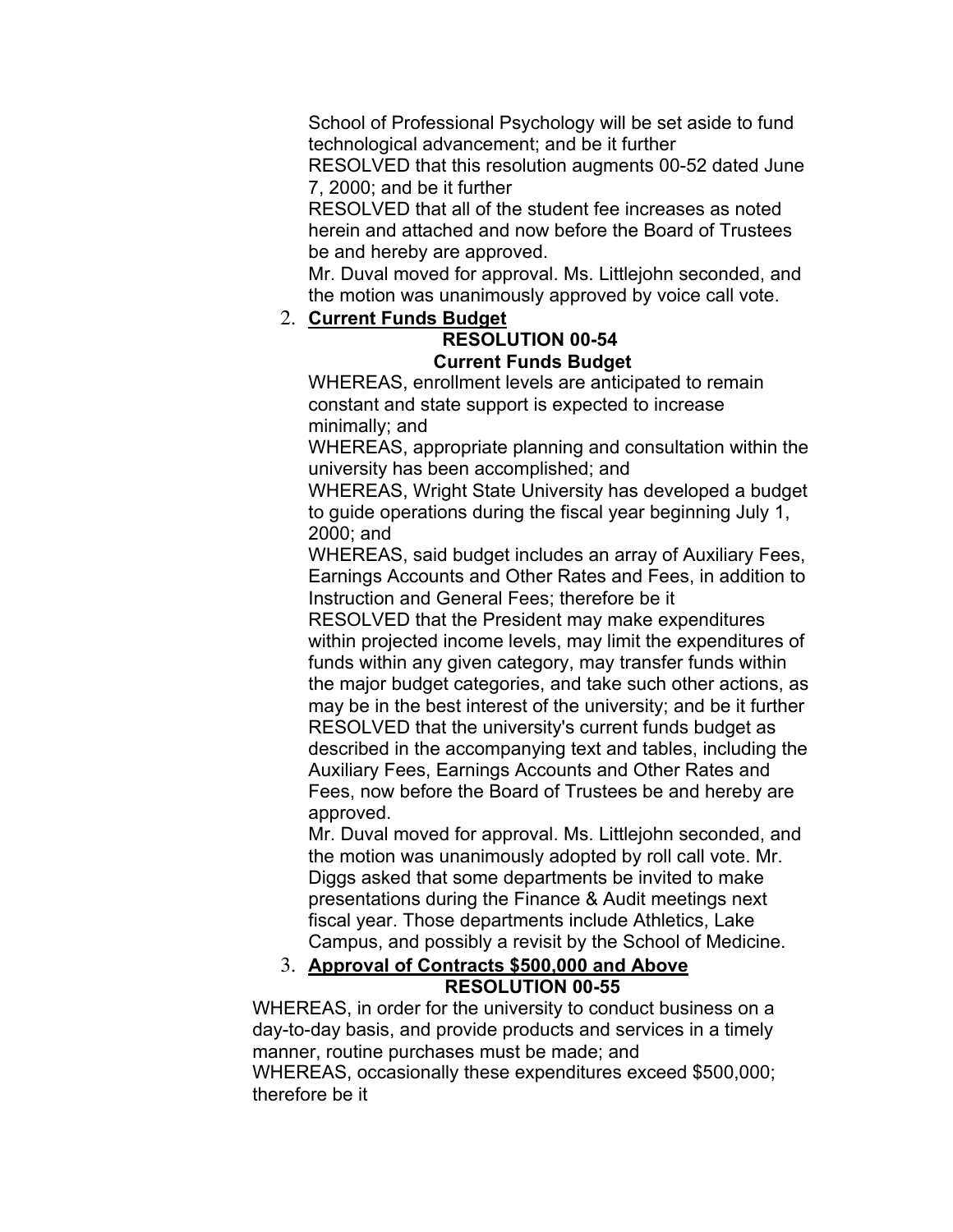School of Professional Psychology will be set aside to fund technological advancement; and be it further

RESOLVED that this resolution augments 00-52 dated June 7, 2000; and be it further

RESOLVED that all of the student fee increases as noted herein and attached and now before the Board of Trustees be and hereby are approved.

Mr. Duval moved for approval. Ms. Littlejohn seconded, and the motion was unanimously approved by voice call vote.

2. **Current Funds Budget**

**RESOLUTION 00-54**

**Current Funds Budget**

WHEREAS, enrollment levels are anticipated to remain constant and state support is expected to increase minimally; and

WHEREAS, appropriate planning and consultation within the university has been accomplished; and

WHEREAS, Wright State University has developed a budget to guide operations during the fiscal year beginning July 1, 2000; and

WHEREAS, said budget includes an array of Auxiliary Fees, Earnings Accounts and Other Rates and Fees, in addition to Instruction and General Fees; therefore be it

RESOLVED that the President may make expenditures within projected income levels, may limit the expenditures of funds within any given category, may transfer funds within the major budget categories, and take such other actions, as may be in the best interest of the university; and be it further

RESOLVED that the university's current funds budget as described in the accompanying text and tables, including the Auxiliary Fees, Earnings Accounts and Other Rates and Fees, now before the Board of Trustees be and hereby are approved.

Mr. Duval moved for approval. Ms. Littlejohn seconded, and the motion was unanimously adopted by roll call vote. Mr. Diggs asked that some departments be invited to make presentations during the Finance & Audit meetings next fiscal year. Those departments include Athletics, Lake Campus, and possibly a revisit by the School of Medicine.

3. **Approval of Contracts $500,000 and Above**

**RESOLUTION 00-55**

WHEREAS, in order for the university to conduct business on a day-to-day basis, and provide products and services in a timely manner, routine purchases must be made; and

WHEREAS, occasionally these expenditures exceed $500,000; therefore be it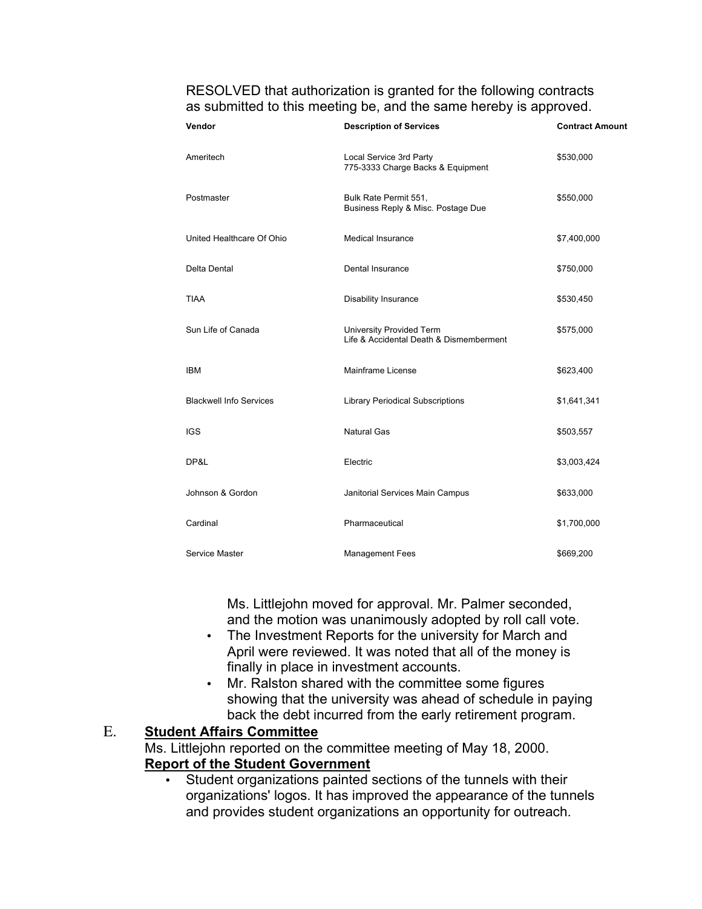RESOLVED that authorization is granted for the following contracts as submitted to this meeting be, and the same hereby is approved.

| Vendor | Description of Services | Contract Amount |
|---|---|---|
| Ameritech | Local Service 3rd Party<br>775-3333 Charge Backs & Equipment | $530,000 |
| Postmaster | Bulk Rate Permit 551,<br>Business Reply & Misc. Postage Due | $550,000 |
| United Healthcare Of Ohio | Medical Insurance | $7,400,000 |
| Delta Dental | Dental Insurance | $750,000 |
| TIAA | Disability Insurance | $530,450 |
| Sun Life of Canada | University Provided Term<br>Life & Accidental Death & Dismemberment | $575,000 |
| IBM | Mainframe License | $623,400 |
| Blackwell Info Services | Library Periodical Subscriptions | $1,641,341 |
| IGS | Natural Gas | $503,557 |
| DP&L | Electric | $3,003,424 |
| Johnson & Gordon | Janitorial Services Main Campus | $633,000 |
| Cardinal | Pharmaceutical | $1,700,000 |
| Service Master | Management Fees | $669,200 |

Ms. Littlejohn moved for approval. Mr. Palmer seconded, and the motion was unanimously adopted by roll call vote.

- The Investment Reports for the university for March and April were reviewed. It was noted that all of the money is finally in place in investment accounts.
- Mr. Ralston shared with the committee some figures showing that the university was ahead of schedule in paying back the debt incurred from the early retirement program.

E. **Student Affairs Committee**

Ms. Littlejohn reported on the committee meeting of May 18, 2000.

**Report of the Student Government**

- Student organizations painted sections of the tunnels with their organizations' logos. It has improved the appearance of the tunnels and provides student organizations an opportunity for outreach.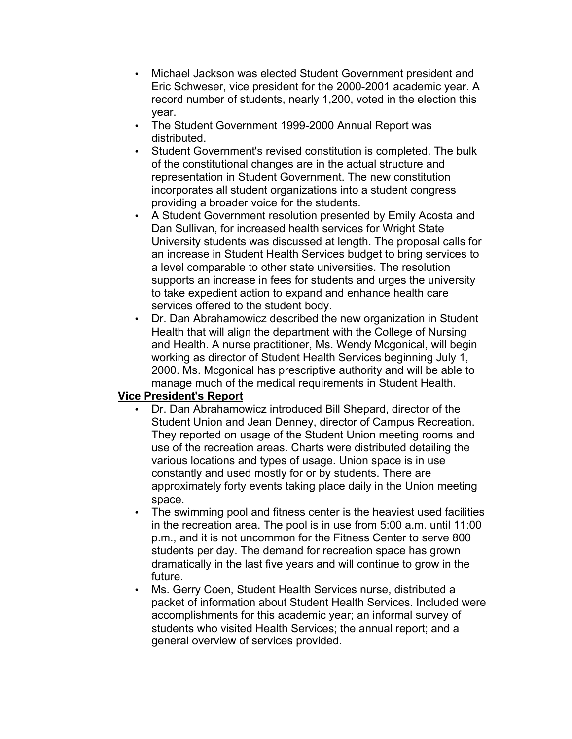- Michael Jackson was elected Student Government president and Eric Schweser, vice president for the 2000-2001 academic year. A record number of students, nearly 1,200, voted in the election this year.
- The Student Government 1999-2000 Annual Report was distributed.
- Student Government's revised constitution is completed. The bulk of the constitutional changes are in the actual structure and representation in Student Government. The new constitution incorporates all student organizations into a student congress providing a broader voice for the students.
- A Student Government resolution presented by Emily Acosta and Dan Sullivan, for increased health services for Wright State University students was discussed at length. The proposal calls for an increase in Student Health Services budget to bring services to a level comparable to other state universities. The resolution supports an increase in fees for students and urges the university to take expedient action to expand and enhance health care services offered to the student body.
- Dr. Dan Abrahamowicz described the new organization in Student Health that will align the department with the College of Nursing and Health. A nurse practitioner, Ms. Wendy Mcgonical, will begin working as director of Student Health Services beginning July 1, 2000. Ms. Mcgonical has prescriptive authority and will be able to manage much of the medical requirements in Student Health.

**<u>Vice President's Report</u>**

- Dr. Dan Abrahamowicz introduced Bill Shepard, director of the Student Union and Jean Denney, director of Campus Recreation. They reported on usage of the Student Union meeting rooms and use of the recreation areas. Charts were distributed detailing the various locations and types of usage. Union space is in use constantly and used mostly for or by students. There are approximately forty events taking place daily in the Union meeting space.
- The swimming pool and fitness center is the heaviest used facilities in the recreation area. The pool is in use from 5:00 a.m. until 11:00 p.m., and it is not uncommon for the Fitness Center to serve 800 students per day. The demand for recreation space has grown dramatically in the last five years and will continue to grow in the future.
- Ms. Gerry Coen, Student Health Services nurse, distributed a packet of information about Student Health Services. Included were accomplishments for this academic year; an informal survey of students who visited Health Services; the annual report; and a general overview of services provided.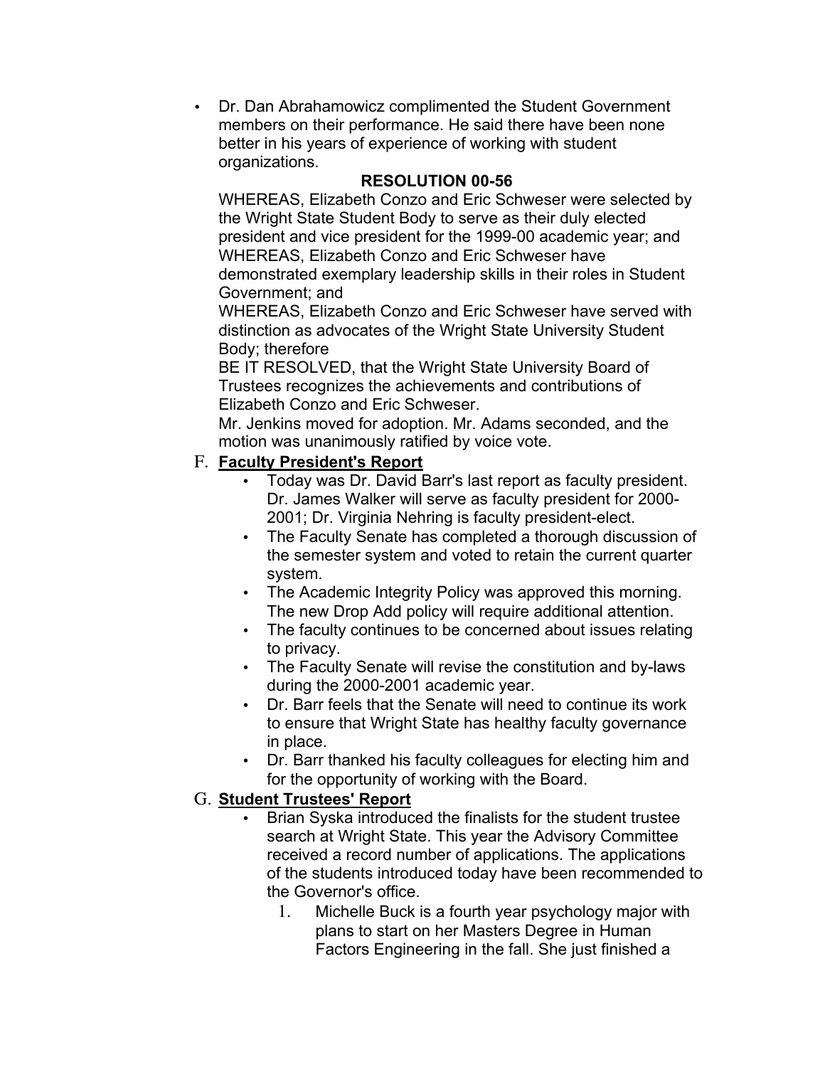- Dr. Dan Abrahamowicz complimented the Student Government members on their performance. He said there have been none better in his years of experience of working with student organizations.

**RESOLUTION 00-56**

WHEREAS, Elizabeth Conzo and Eric Schweser were selected by the Wright State Student Body to serve as their duly elected president and vice president for the 1999-00 academic year; and WHEREAS, Elizabeth Conzo and Eric Schweser have demonstrated exemplary leadership skills in their roles in Student Government; and

WHEREAS, Elizabeth Conzo and Eric Schweser have served with distinction as advocates of the Wright State University Student Body; therefore

BE IT RESOLVED, that the Wright State University Board of Trustees recognizes the achievements and contributions of Elizabeth Conzo and Eric Schweser.

Mr. Jenkins moved for adoption. Mr. Adams seconded, and the motion was unanimously ratified by voice vote.

F. **Faculty President's Report**
   - Today was Dr. David Barr's last report as faculty president. Dr. James Walker will serve as faculty president for 2000-2001; Dr. Virginia Nehring is faculty president-elect.
   - The Faculty Senate has completed a thorough discussion of the semester system and voted to retain the current quarter system.
   - The Academic Integrity Policy was approved this morning. The new Drop Add policy will require additional attention.
   - The faculty continues to be concerned about issues relating to privacy.
   - The Faculty Senate will revise the constitution and by-laws during the 2000-2001 academic year.
   - Dr. Barr feels that the Senate will need to continue its work to ensure that Wright State has healthy faculty governance in place.
   - Dr. Barr thanked his faculty colleagues for electing him and for the opportunity of working with the Board.

G. **Student Trustees' Report**
   - Brian Syska introduced the finalists for the student trustee search at Wright State. This year the Advisory Committee received a record number of applications. The applications of the students introduced today have been recommended to the Governor's office.
     1. Michelle Buck is a fourth year psychology major with plans to start on her Masters Degree in Human Factors Engineering in the fall. She just finished a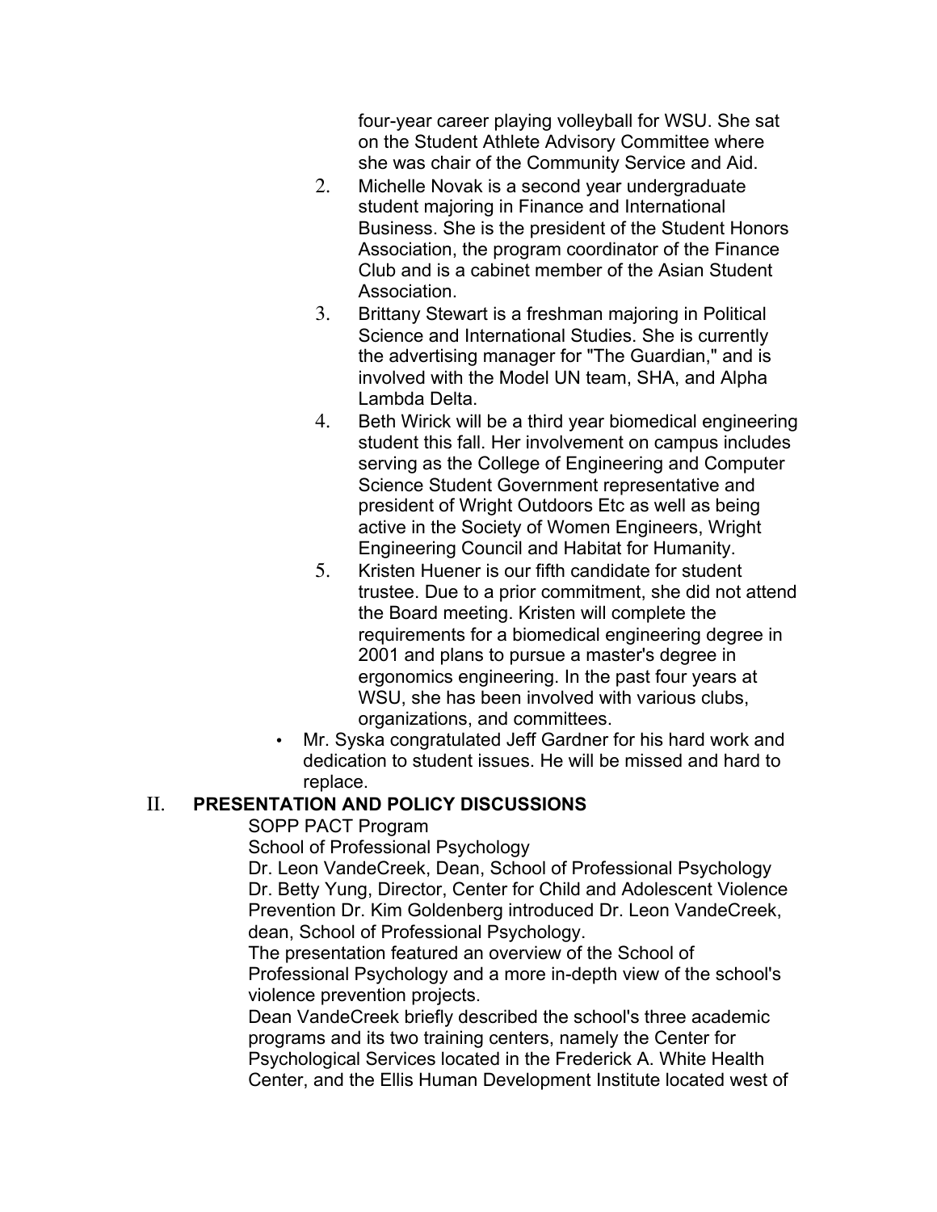four-year career playing volleyball for WSU. She sat on the Student Athlete Advisory Committee where she was chair of the Community Service and Aid.

2. Michelle Novak is a second year undergraduate student majoring in Finance and International Business. She is the president of the Student Honors Association, the program coordinator of the Finance Club and is a cabinet member of the Asian Student Association.
3. Brittany Stewart is a freshman majoring in Political Science and International Studies. She is currently the advertising manager for "The Guardian," and is involved with the Model UN team, SHA, and Alpha Lambda Delta.
4. Beth Wirick will be a third year biomedical engineering student this fall. Her involvement on campus includes serving as the College of Engineering and Computer Science Student Government representative and president of Wright Outdoors Etc as well as being active in the Society of Women Engineers, Wright Engineering Council and Habitat for Humanity.
5. Kristen Huener is our fifth candidate for student trustee. Due to a prior commitment, she did not attend the Board meeting. Kristen will complete the requirements for a biomedical engineering degree in 2001 and plans to pursue a master's degree in ergonomics engineering. In the past four years at WSU, she has been involved with various clubs, organizations, and committees.

- Mr. Syska congratulated Jeff Gardner for his hard work and dedication to student issues. He will be missed and hard to replace.

## II. PRESENTATION AND POLICY DISCUSSIONS

SOPP PACT Program

School of Professional Psychology

Dr. Leon VandeCreek, Dean, School of Professional Psychology

Dr. Betty Yung, Director, Center for Child and Adolescent Violence Prevention Dr. Kim Goldenberg introduced Dr. Leon VandeCreek, dean, School of Professional Psychology.

The presentation featured an overview of the School of Professional Psychology and a more in-depth view of the school's violence prevention projects.

Dean VandeCreek briefly described the school's three academic programs and its two training centers, namely the Center for Psychological Services located in the Frederick A. White Health Center, and the Ellis Human Development Institute located west of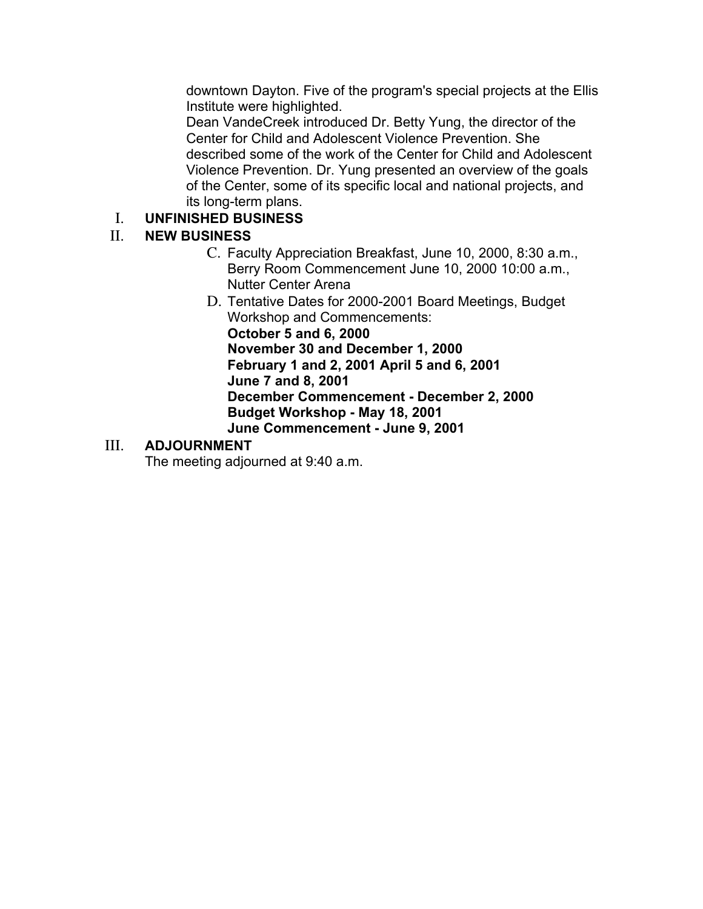downtown Dayton. Five of the program's special projects at the Ellis Institute were highlighted.

Dean VandeCreek introduced Dr. Betty Yung, the director of the Center for Child and Adolescent Violence Prevention. She described some of the work of the Center for Child and Adolescent Violence Prevention. Dr. Yung presented an overview of the goals of the Center, some of its specific local and national projects, and its long-term plans.

I. **UNFINISHED BUSINESS**

II. **NEW BUSINESS**

   C. Faculty Appreciation Breakfast, June 10, 2000, 8:30 a.m., Berry Room Commencement June 10, 2000 10:00 a.m., Nutter Center Arena

   D. Tentative Dates for 2000-2001 Board Meetings, Budget Workshop and Commencements:
   **October 5 and 6, 2000**
   **November 30 and December 1, 2000**
   **February 1 and 2, 2001 April 5 and 6, 2001**
   **June 7 and 8, 2001**
   **December Commencement - December 2, 2000**
   **Budget Workshop - May 18, 2001**
   **June Commencement - June 9, 2001**

III. **ADJOURNMENT**

The meeting adjourned at 9:40 a.m.